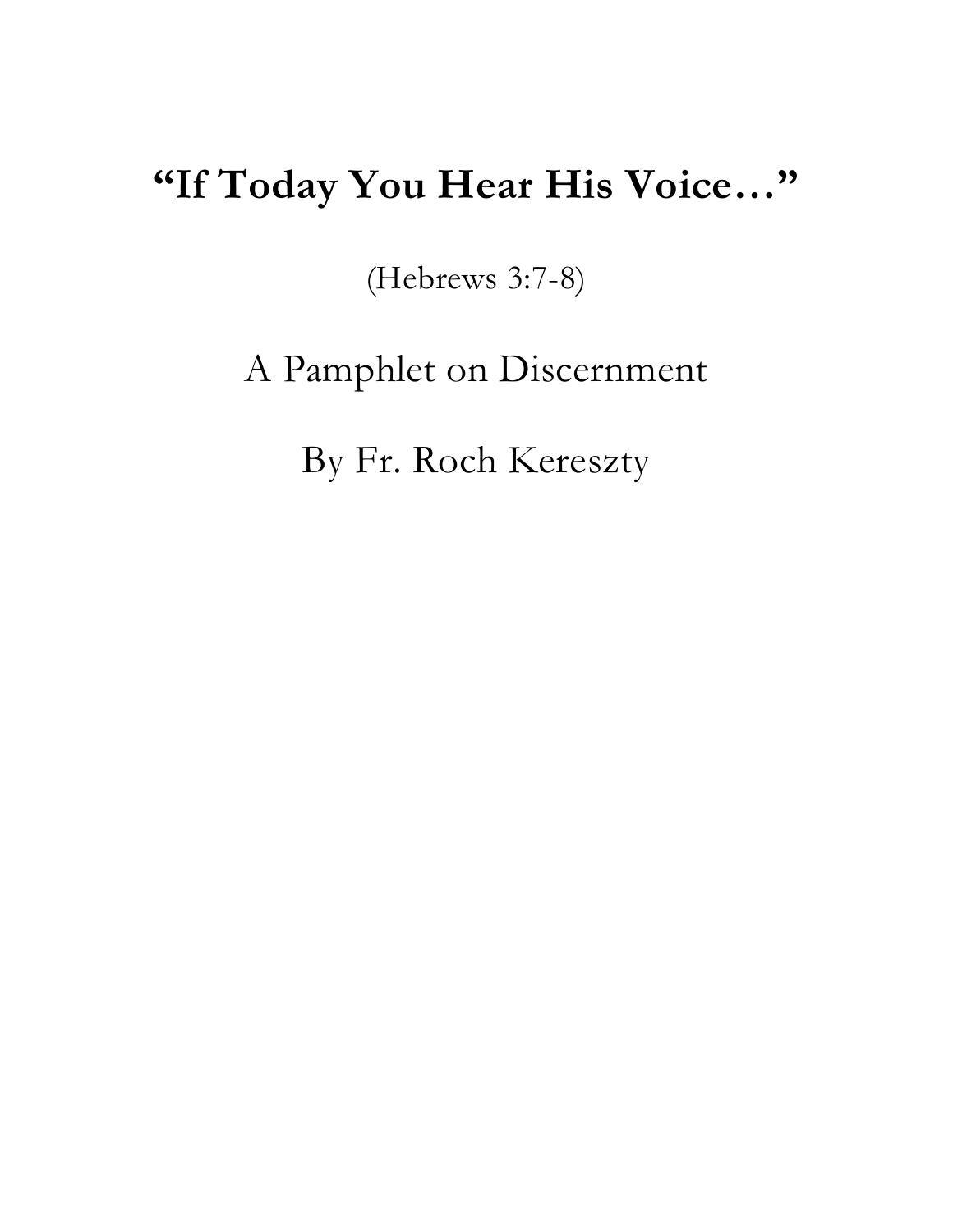# "If Today You Hear His Voice…"

(Hebrews 3:7-8)

A Pamphlet on Discernment

By Fr. Roch Kereszty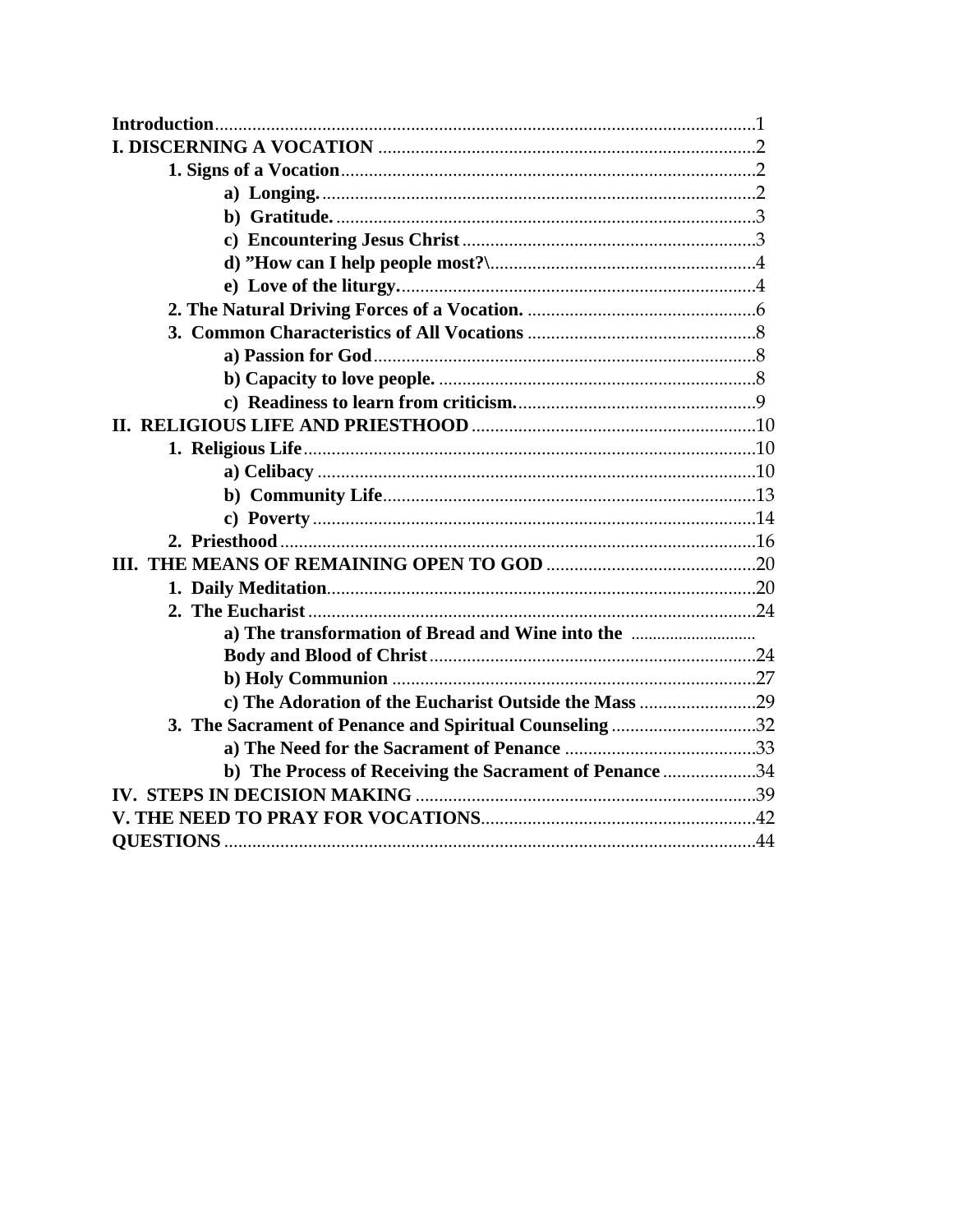**Introduction**....................................................................................................1
**I. DISCERNING A VOCATION** .................................................................................2
- **1. Signs of a Vocation**........................................................................................2
  - **a) Longing.**............................................................................................2
  - **b) Gratitude.**.........................................................................................3
  - **c) Encountering Jesus Christ**..............................................................3
  - **d) "How can I help people most?\\**........................................................4
  - **e) Love of the liturgy.**............................................................................4
- **2. The Natural Driving Forces of a Vocation.** .................................................6
- **3. Common Characteristics of All Vocations** .................................................8
  - **a) Passion for God**.................................................................................8
  - **b) Capacity to love people.** ...................................................................8
  - **c) Readiness to learn from criticism.**...................................................9

**II. RELIGIOUS LIFE AND PRIESTHOOD**.............................................................10
- **1. Religious Life**................................................................................................10
  - **a) Celibacy** .............................................................................................10
  - **b) Community Life**................................................................................13
  - **c) Poverty**...............................................................................................14
- **2. Priesthood**......................................................................................................16

**III. THE MEANS OF REMAINING OPEN TO GOD**.............................................20
- **1. Daily Meditation**...........................................................................................20
- **2. The Eucharist**................................................................................................24
  - **a) The transformation of Bread and Wine into the Body and Blood of Christ**.....................................................................24
  - **b) Holy Communion** .............................................................................27
  - **c) The Adoration of the Eucharist Outside the Mass** .........................29
- **3. The Sacrament of Penance and Spiritual Counseling** ...............................32
  - **a) The Need for the Sacrament of Penance** .........................................33
  - **b) The Process of Receiving the Sacrament of Penance**....................34

**IV. STEPS IN DECISION MAKING** .........................................................................39
**V. THE NEED TO PRAY FOR VOCATIONS**...........................................................42
**QUESTIONS**..................................................................................................................44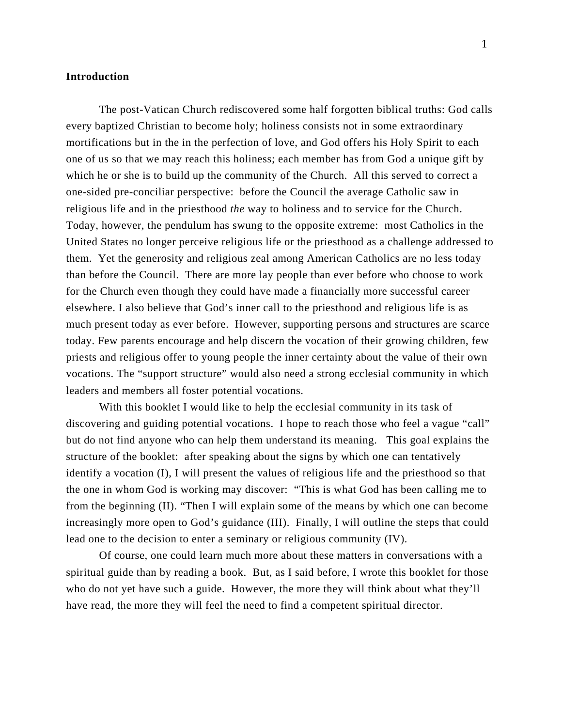## Introduction

The post-Vatican Church rediscovered some half forgotten biblical truths: God calls every baptized Christian to become holy; holiness consists not in some extraordinary mortifications but in the in the perfection of love, and God offers his Holy Spirit to each one of us so that we may reach this holiness; each member has from God a unique gift by which he or she is to build up the community of the Church. All this served to correct a one-sided pre-conciliar perspective: before the Council the average Catholic saw in religious life and in the priesthood *the* way to holiness and to service for the Church. Today, however, the pendulum has swung to the opposite extreme: most Catholics in the United States no longer perceive religious life or the priesthood as a challenge addressed to them. Yet the generosity and religious zeal among American Catholics are no less today than before the Council. There are more lay people than ever before who choose to work for the Church even though they could have made a financially more successful career elsewhere. I also believe that God's inner call to the priesthood and religious life is as much present today as ever before. However, supporting persons and structures are scarce today. Few parents encourage and help discern the vocation of their growing children, few priests and religious offer to young people the inner certainty about the value of their own vocations. The "support structure" would also need a strong ecclesial community in which leaders and members all foster potential vocations.

With this booklet I would like to help the ecclesial community in its task of discovering and guiding potential vocations. I hope to reach those who feel a vague "call" but do not find anyone who can help them understand its meaning. This goal explains the structure of the booklet: after speaking about the signs by which one can tentatively identify a vocation (I), I will present the values of religious life and the priesthood so that the one in whom God is working may discover: "This is what God has been calling me to from the beginning (II). "Then I will explain some of the means by which one can become increasingly more open to God's guidance (III). Finally, I will outline the steps that could lead one to the decision to enter a seminary or religious community (IV).

Of course, one could learn much more about these matters in conversations with a spiritual guide than by reading a book. But, as I said before, I wrote this booklet for those who do not yet have such a guide. However, the more they will think about what they'll have read, the more they will feel the need to find a competent spiritual director.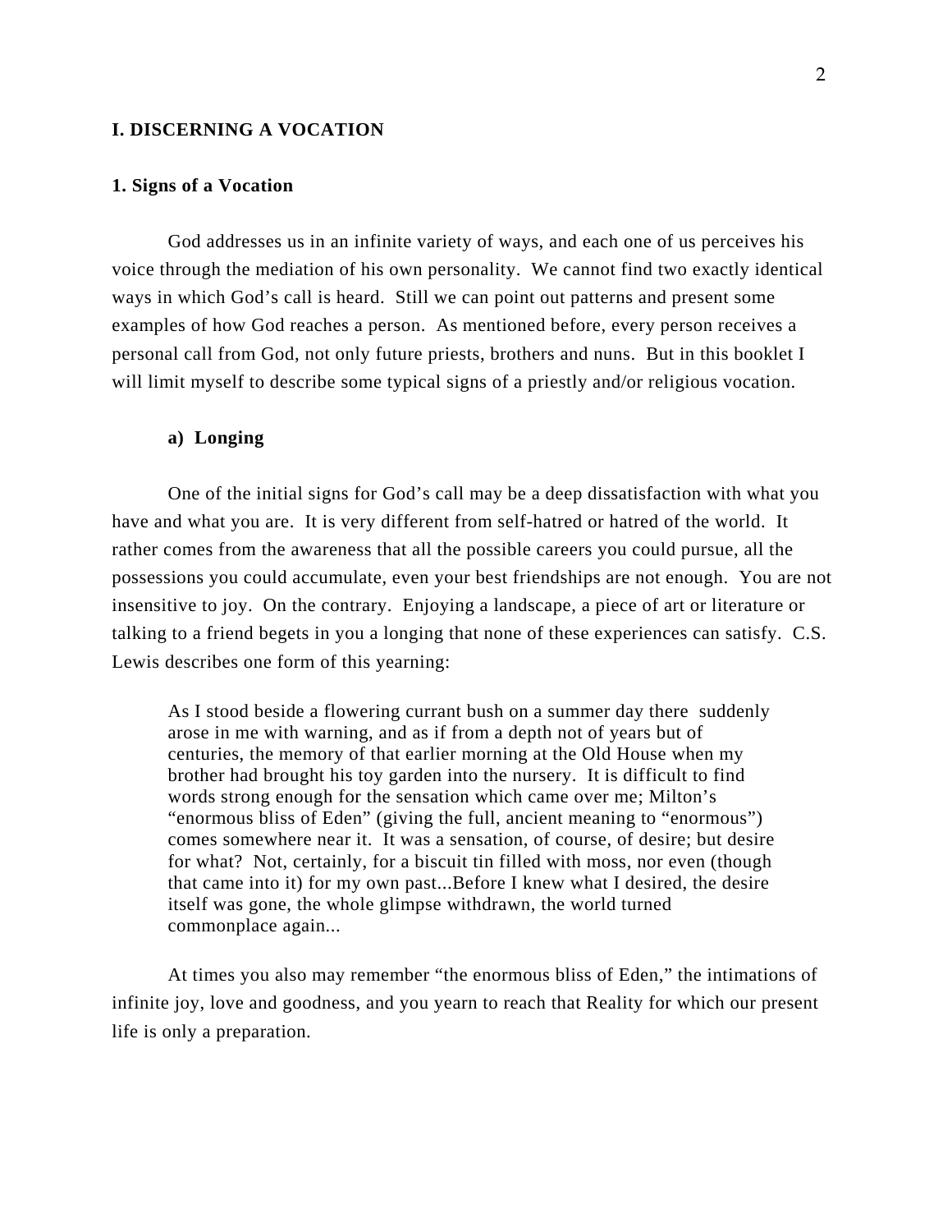## I. DISCERNING A VOCATION

### 1. Signs of a Vocation

God addresses us in an infinite variety of ways, and each one of us perceives his voice through the mediation of his own personality. We cannot find two exactly identical ways in which God's call is heard. Still we can point out patterns and present some examples of how God reaches a person. As mentioned before, every person receives a personal call from God, not only future priests, brothers and nuns. But in this booklet I will limit myself to describe some typical signs of a priestly and/or religious vocation.

#### a) Longing

One of the initial signs for God's call may be a deep dissatisfaction with what you have and what you are. It is very different from self-hatred or hatred of the world. It rather comes from the awareness that all the possible careers you could pursue, all the possessions you could accumulate, even your best friendships are not enough. You are not insensitive to joy. On the contrary. Enjoying a landscape, a piece of art or literature or talking to a friend begets in you a longing that none of these experiences can satisfy. C.S. Lewis describes one form of this yearning:

> As I stood beside a flowering currant bush on a summer day there suddenly arose in me with warning, and as if from a depth not of years but of centuries, the memory of that earlier morning at the Old House when my brother had brought his toy garden into the nursery. It is difficult to find words strong enough for the sensation which came over me; Milton's "enormous bliss of Eden" (giving the full, ancient meaning to "enormous") comes somewhere near it. It was a sensation, of course, of desire; but desire for what? Not, certainly, for a biscuit tin filled with moss, nor even (though that came into it) for my own past...Before I knew what I desired, the desire itself was gone, the whole glimpse withdrawn, the world turned commonplace again...

At times you also may remember "the enormous bliss of Eden," the intimations of infinite joy, love and goodness, and you yearn to reach that Reality for which our present life is only a preparation.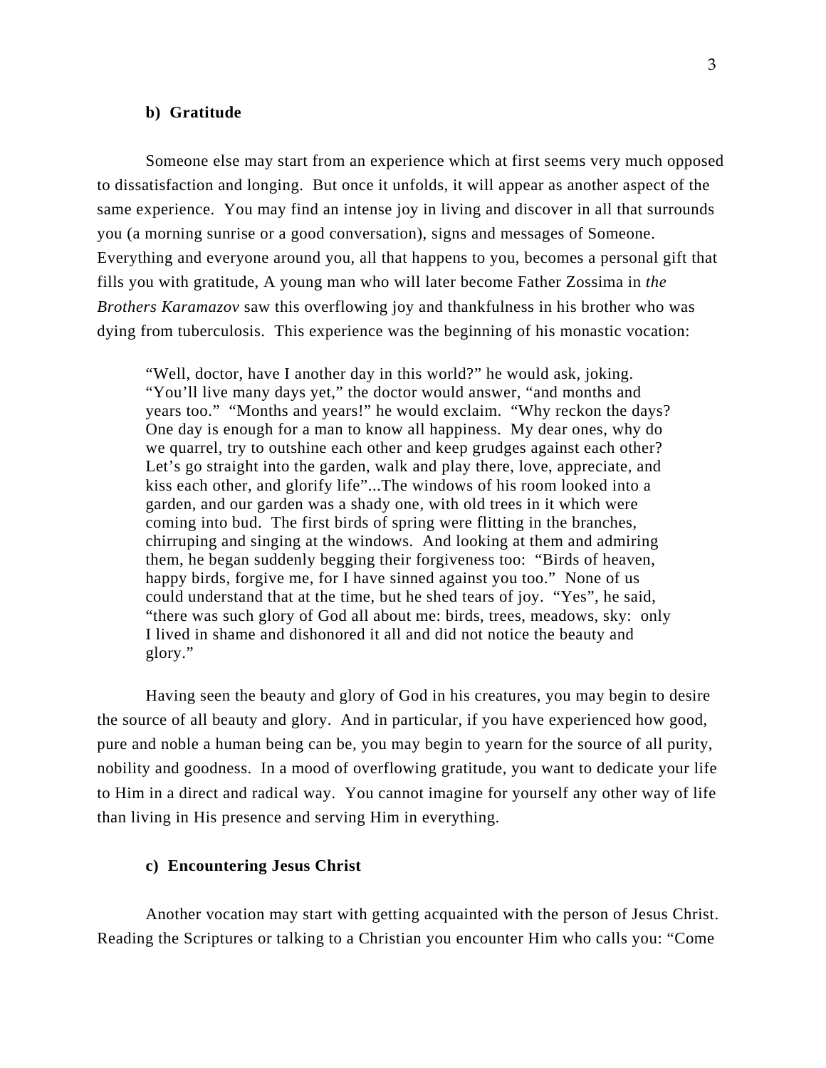### b) Gratitude

Someone else may start from an experience which at first seems very much opposed to dissatisfaction and longing. But once it unfolds, it will appear as another aspect of the same experience. You may find an intense joy in living and discover in all that surrounds you (a morning sunrise or a good conversation), signs and messages of Someone. Everything and everyone around you, all that happens to you, becomes a personal gift that fills you with gratitude, A young man who will later become Father Zossima in *the Brothers Karamazov* saw this overflowing joy and thankfulness in his brother who was dying from tuberculosis. This experience was the beginning of his monastic vocation:

> "Well, doctor, have I another day in this world?" he would ask, joking. "You'll live many days yet," the doctor would answer, "and months and years too." "Months and years!" he would exclaim. "Why reckon the days? One day is enough for a man to know all happiness. My dear ones, why do we quarrel, try to outshine each other and keep grudges against each other? Let's go straight into the garden, walk and play there, love, appreciate, and kiss each other, and glorify life"...The windows of his room looked into a garden, and our garden was a shady one, with old trees in it which were coming into bud. The first birds of spring were flitting in the branches, chirruping and singing at the windows. And looking at them and admiring them, he began suddenly begging their forgiveness too: "Birds of heaven, happy birds, forgive me, for I have sinned against you too." None of us could understand that at the time, but he shed tears of joy. "Yes", he said, "there was such glory of God all about me: birds, trees, meadows, sky: only I lived in shame and dishonored it all and did not notice the beauty and glory."

Having seen the beauty and glory of God in his creatures, you may begin to desire the source of all beauty and glory. And in particular, if you have experienced how good, pure and noble a human being can be, you may begin to yearn for the source of all purity, nobility and goodness. In a mood of overflowing gratitude, you want to dedicate your life to Him in a direct and radical way. You cannot imagine for yourself any other way of life than living in His presence and serving Him in everything.

### c) Encountering Jesus Christ

Another vocation may start with getting acquainted with the person of Jesus Christ. Reading the Scriptures or talking to a Christian you encounter Him who calls you: "Come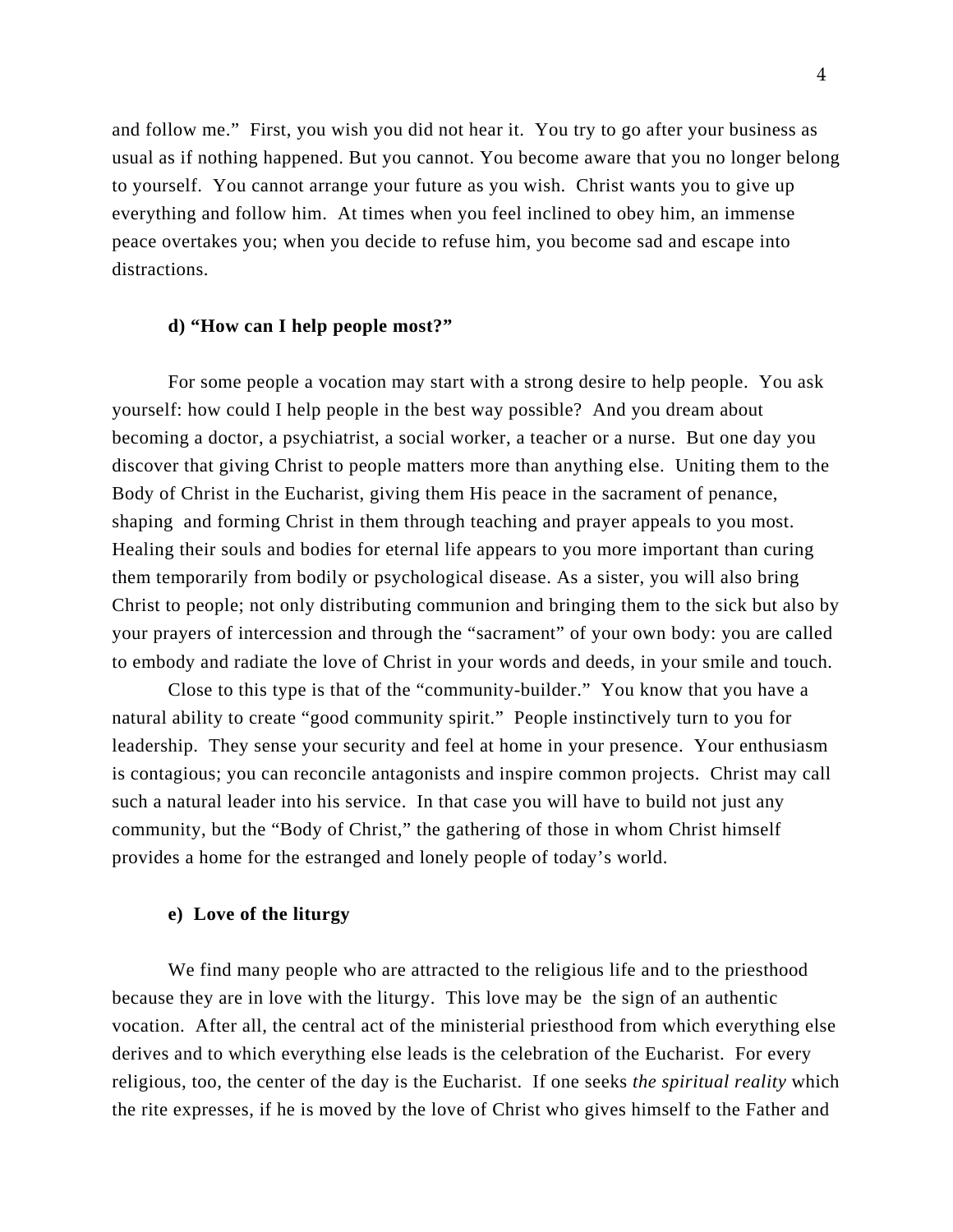and follow me." First, you wish you did not hear it. You try to go after your business as usual as if nothing happened. But you cannot. You become aware that you no longer belong to yourself. You cannot arrange your future as you wish. Christ wants you to give up everything and follow him. At times when you feel inclined to obey him, an immense peace overtakes you; when you decide to refuse him, you become sad and escape into distractions.

**d) "How can I help people most?"**

For some people a vocation may start with a strong desire to help people. You ask yourself: how could I help people in the best way possible? And you dream about becoming a doctor, a psychiatrist, a social worker, a teacher or a nurse. But one day you discover that giving Christ to people matters more than anything else. Uniting them to the Body of Christ in the Eucharist, giving them His peace in the sacrament of penance, shaping and forming Christ in them through teaching and prayer appeals to you most. Healing their souls and bodies for eternal life appears to you more important than curing them temporarily from bodily or psychological disease. As a sister, you will also bring Christ to people; not only distributing communion and bringing them to the sick but also by your prayers of intercession and through the "sacrament" of your own body: you are called to embody and radiate the love of Christ in your words and deeds, in your smile and touch.

Close to this type is that of the "community-builder." You know that you have a natural ability to create "good community spirit." People instinctively turn to you for leadership. They sense your security and feel at home in your presence. Your enthusiasm is contagious; you can reconcile antagonists and inspire common projects. Christ may call such a natural leader into his service. In that case you will have to build not just any community, but the "Body of Christ," the gathering of those in whom Christ himself provides a home for the estranged and lonely people of today's world.

**e) Love of the liturgy**

We find many people who are attracted to the religious life and to the priesthood because they are in love with the liturgy. This love may be the sign of an authentic vocation. After all, the central act of the ministerial priesthood from which everything else derives and to which everything else leads is the celebration of the Eucharist. For every religious, too, the center of the day is the Eucharist. If one seeks *the spiritual reality* which the rite expresses, if he is moved by the love of Christ who gives himself to the Father and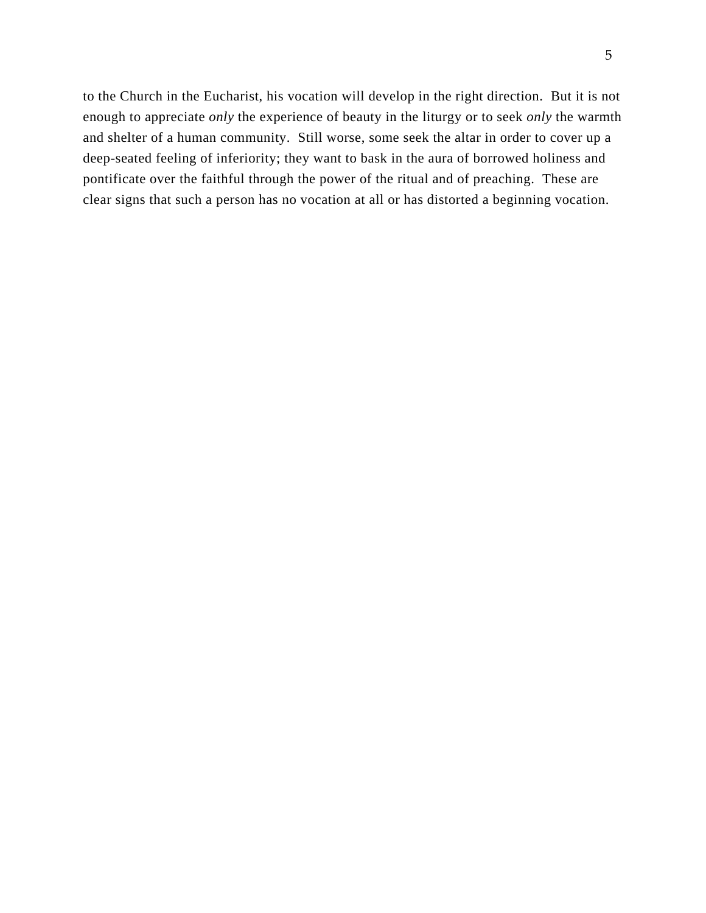to the Church in the Eucharist, his vocation will develop in the right direction. But it is not enough to appreciate *only* the experience of beauty in the liturgy or to seek *only* the warmth and shelter of a human community. Still worse, some seek the altar in order to cover up a deep-seated feeling of inferiority; they want to bask in the aura of borrowed holiness and pontificate over the faithful through the power of the ritual and of preaching. These are clear signs that such a person has no vocation at all or has distorted a beginning vocation.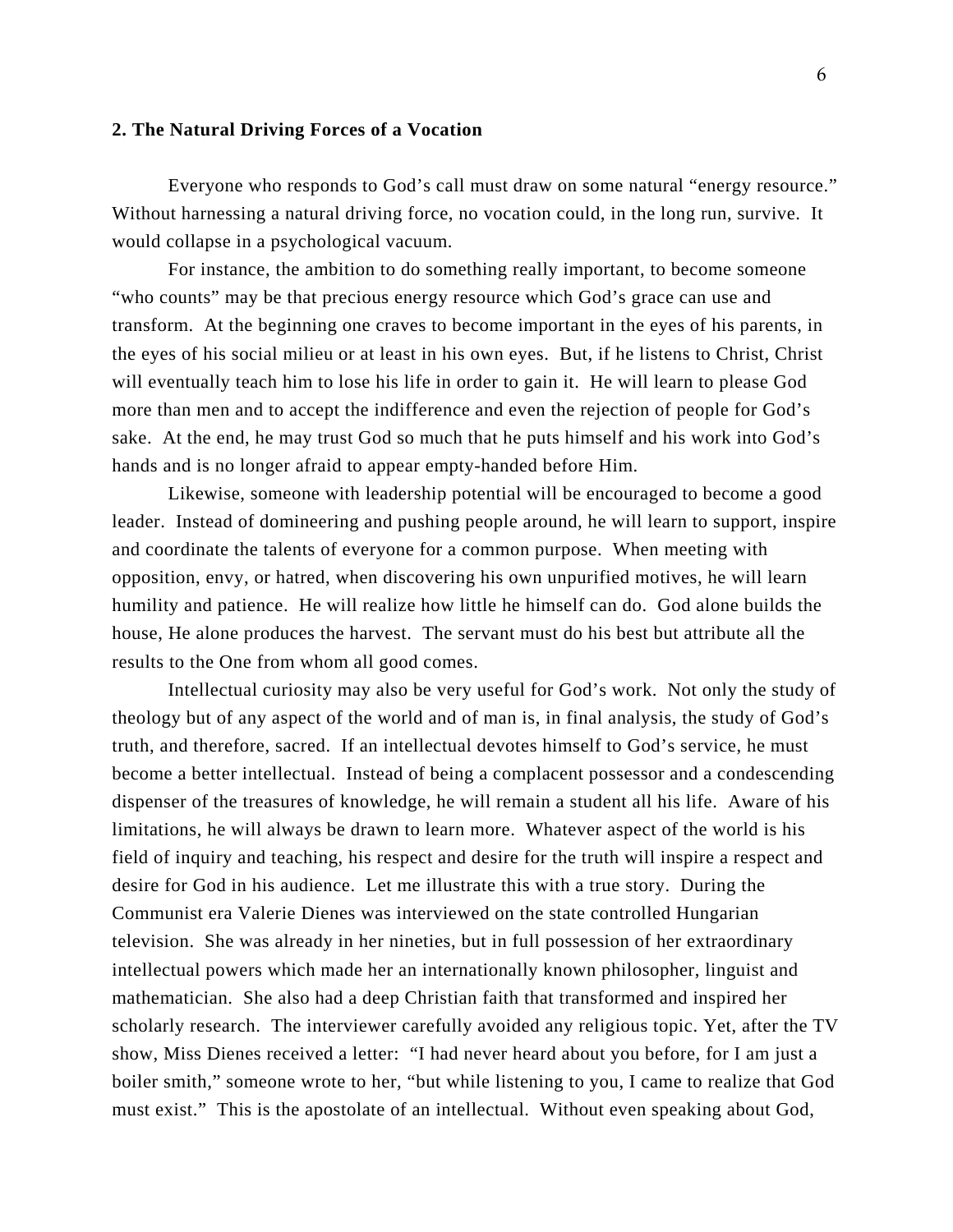## 2. The Natural Driving Forces of a Vocation

Everyone who responds to God's call must draw on some natural "energy resource." Without harnessing a natural driving force, no vocation could, in the long run, survive. It would collapse in a psychological vacuum.

For instance, the ambition to do something really important, to become someone "who counts" may be that precious energy resource which God's grace can use and transform. At the beginning one craves to become important in the eyes of his parents, in the eyes of his social milieu or at least in his own eyes. But, if he listens to Christ, Christ will eventually teach him to lose his life in order to gain it. He will learn to please God more than men and to accept the indifference and even the rejection of people for God's sake. At the end, he may trust God so much that he puts himself and his work into God's hands and is no longer afraid to appear empty-handed before Him.

Likewise, someone with leadership potential will be encouraged to become a good leader. Instead of domineering and pushing people around, he will learn to support, inspire and coordinate the talents of everyone for a common purpose. When meeting with opposition, envy, or hatred, when discovering his own unpurified motives, he will learn humility and patience. He will realize how little he himself can do. God alone builds the house, He alone produces the harvest. The servant must do his best but attribute all the results to the One from whom all good comes.

Intellectual curiosity may also be very useful for God's work. Not only the study of theology but of any aspect of the world and of man is, in final analysis, the study of God's truth, and therefore, sacred. If an intellectual devotes himself to God's service, he must become a better intellectual. Instead of being a complacent possessor and a condescending dispenser of the treasures of knowledge, he will remain a student all his life. Aware of his limitations, he will always be drawn to learn more. Whatever aspect of the world is his field of inquiry and teaching, his respect and desire for the truth will inspire a respect and desire for God in his audience. Let me illustrate this with a true story. During the Communist era Valerie Dienes was interviewed on the state controlled Hungarian television. She was already in her nineties, but in full possession of her extraordinary intellectual powers which made her an internationally known philosopher, linguist and mathematician. She also had a deep Christian faith that transformed and inspired her scholarly research. The interviewer carefully avoided any religious topic. Yet, after the TV show, Miss Dienes received a letter: "I had never heard about you before, for I am just a boiler smith," someone wrote to her, "but while listening to you, I came to realize that God must exist." This is the apostolate of an intellectual. Without even speaking about God,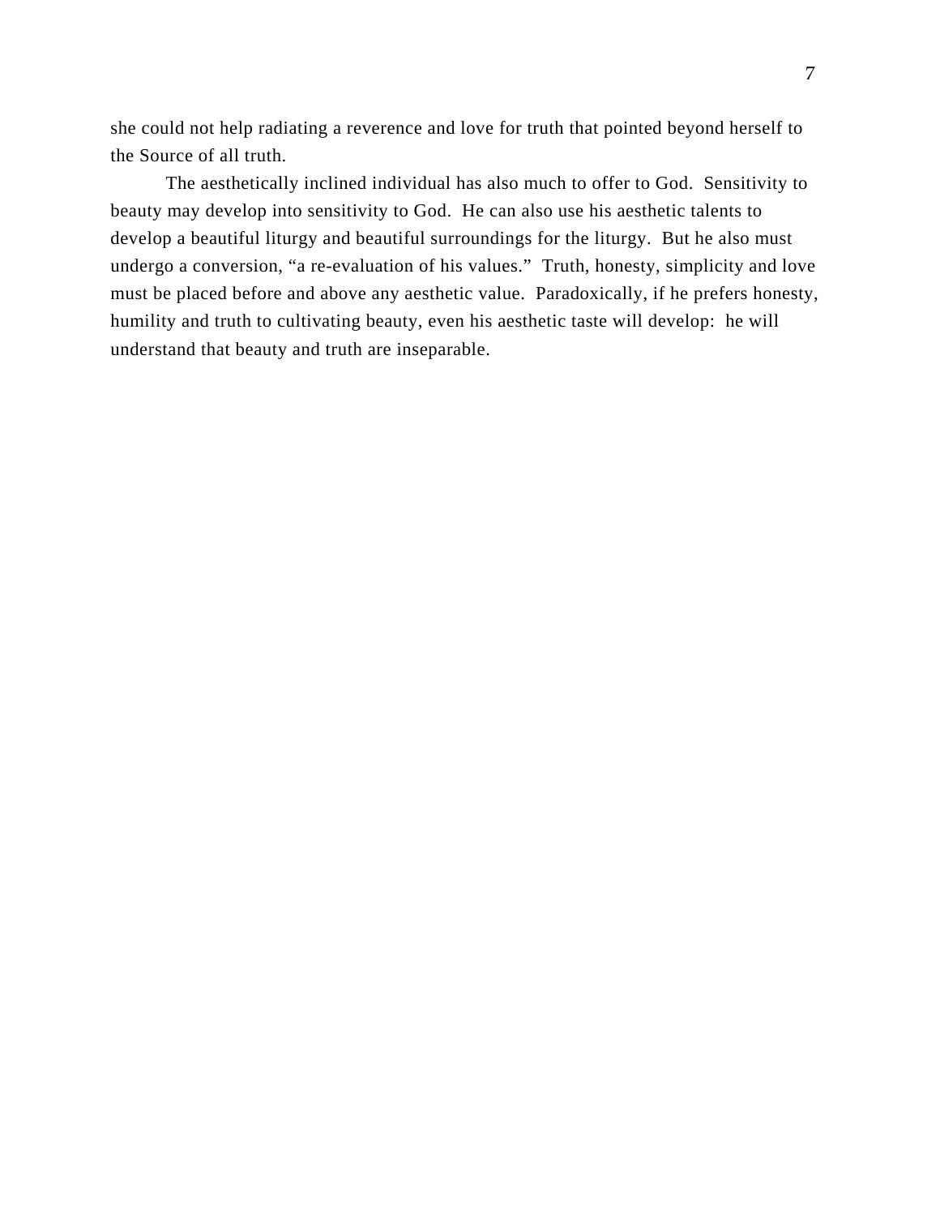she could not help radiating a reverence and love for truth that pointed beyond herself to the Source of all truth.

The aesthetically inclined individual has also much to offer to God. Sensitivity to beauty may develop into sensitivity to God. He can also use his aesthetic talents to develop a beautiful liturgy and beautiful surroundings for the liturgy. But he also must undergo a conversion, “a re-evaluation of his values.” Truth, honesty, simplicity and love must be placed before and above any aesthetic value. Paradoxically, if he prefers honesty, humility and truth to cultivating beauty, even his aesthetic taste will develop: he will understand that beauty and truth are inseparable.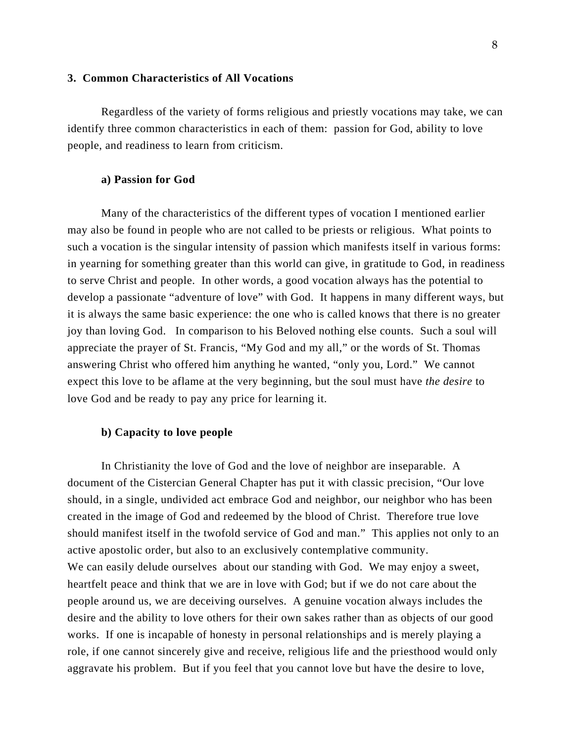## 3. Common Characteristics of All Vocations

Regardless of the variety of forms religious and priestly vocations may take, we can identify three common characteristics in each of them: passion for God, ability to love people, and readiness to learn from criticism.

### a) Passion for God

Many of the characteristics of the different types of vocation I mentioned earlier may also be found in people who are not called to be priests or religious. What points to such a vocation is the singular intensity of passion which manifests itself in various forms: in yearning for something greater than this world can give, in gratitude to God, in readiness to serve Christ and people. In other words, a good vocation always has the potential to develop a passionate "adventure of love" with God. It happens in many different ways, but it is always the same basic experience: the one who is called knows that there is no greater joy than loving God. In comparison to his Beloved nothing else counts. Such a soul will appreciate the prayer of St. Francis, "My God and my all," or the words of St. Thomas answering Christ who offered him anything he wanted, "only you, Lord." We cannot expect this love to be aflame at the very beginning, but the soul must have *the desire* to love God and be ready to pay any price for learning it.

### b) Capacity to love people

In Christianity the love of God and the love of neighbor are inseparable. A document of the Cistercian General Chapter has put it with classic precision, "Our love should, in a single, undivided act embrace God and neighbor, our neighbor who has been created in the image of God and redeemed by the blood of Christ. Therefore true love should manifest itself in the twofold service of God and man." This applies not only to an active apostolic order, but also to an exclusively contemplative community.

We can easily delude ourselves about our standing with God. We may enjoy a sweet, heartfelt peace and think that we are in love with God; but if we do not care about the people around us, we are deceiving ourselves. A genuine vocation always includes the desire and the ability to love others for their own sakes rather than as objects of our good works. If one is incapable of honesty in personal relationships and is merely playing a role, if one cannot sincerely give and receive, religious life and the priesthood would only aggravate his problem. But if you feel that you cannot love but have the desire to love,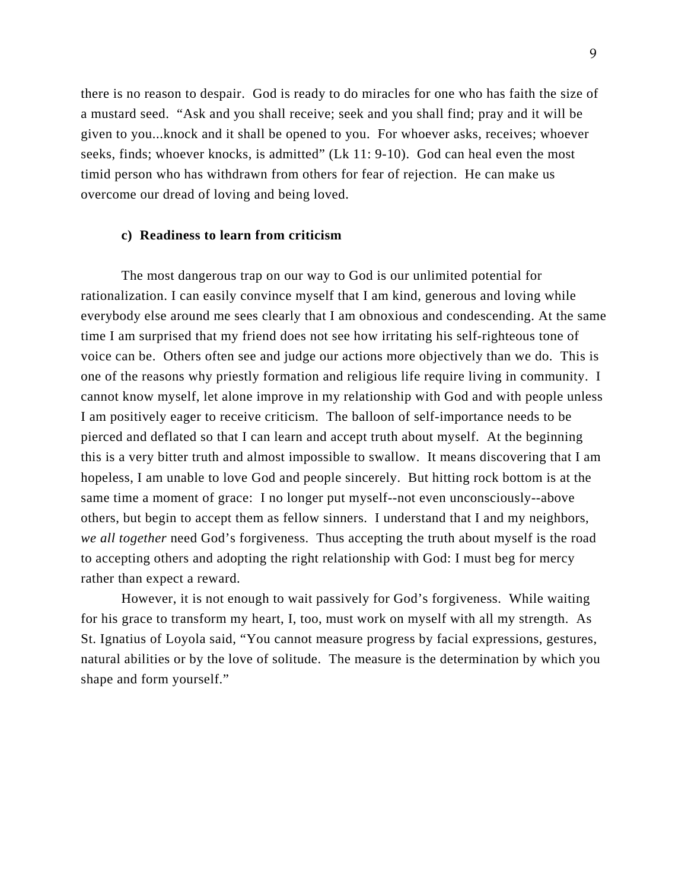there is no reason to despair. God is ready to do miracles for one who has faith the size of a mustard seed. "Ask and you shall receive; seek and you shall find; pray and it will be given to you...knock and it shall be opened to you. For whoever asks, receives; whoever seeks, finds; whoever knocks, is admitted" (Lk 11: 9-10). God can heal even the most timid person who has withdrawn from others for fear of rejection. He can make us overcome our dread of loving and being loved.

### c) Readiness to learn from criticism

The most dangerous trap on our way to God is our unlimited potential for rationalization. I can easily convince myself that I am kind, generous and loving while everybody else around me sees clearly that I am obnoxious and condescending. At the same time I am surprised that my friend does not see how irritating his self-righteous tone of voice can be. Others often see and judge our actions more objectively than we do. This is one of the reasons why priestly formation and religious life require living in community. I cannot know myself, let alone improve in my relationship with God and with people unless I am positively eager to receive criticism. The balloon of self-importance needs to be pierced and deflated so that I can learn and accept truth about myself. At the beginning this is a very bitter truth and almost impossible to swallow. It means discovering that I am hopeless, I am unable to love God and people sincerely. But hitting rock bottom is at the same time a moment of grace: I no longer put myself--not even unconsciously--above others, but begin to accept them as fellow sinners. I understand that I and my neighbors, *we all together* need God's forgiveness. Thus accepting the truth about myself is the road to accepting others and adopting the right relationship with God: I must beg for mercy rather than expect a reward.

However, it is not enough to wait passively for God's forgiveness. While waiting for his grace to transform my heart, I, too, must work on myself with all my strength. As St. Ignatius of Loyola said, "You cannot measure progress by facial expressions, gestures, natural abilities or by the love of solitude. The measure is the determination by which you shape and form yourself."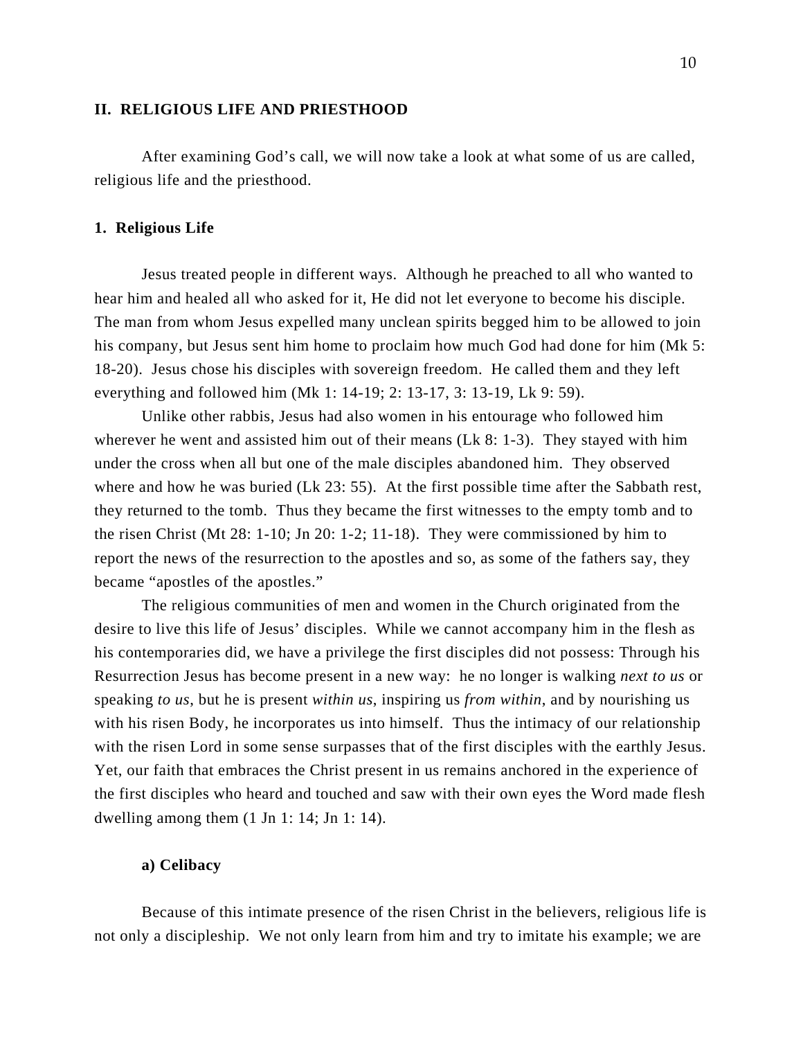## II. RELIGIOUS LIFE AND PRIESTHOOD

After examining God's call, we will now take a look at what some of us are called, religious life and the priesthood.

### 1. Religious Life

Jesus treated people in different ways. Although he preached to all who wanted to hear him and healed all who asked for it, He did not let everyone to become his disciple. The man from whom Jesus expelled many unclean spirits begged him to be allowed to join his company, but Jesus sent him home to proclaim how much God had done for him (Mk 5: 18-20). Jesus chose his disciples with sovereign freedom. He called them and they left everything and followed him (Mk 1: 14-19; 2: 13-17, 3: 13-19, Lk 9: 59).

Unlike other rabbis, Jesus had also women in his entourage who followed him wherever he went and assisted him out of their means (Lk 8: 1-3). They stayed with him under the cross when all but one of the male disciples abandoned him. They observed where and how he was buried (Lk 23: 55). At the first possible time after the Sabbath rest, they returned to the tomb. Thus they became the first witnesses to the empty tomb and to the risen Christ (Mt 28: 1-10; Jn 20: 1-2; 11-18). They were commissioned by him to report the news of the resurrection to the apostles and so, as some of the fathers say, they became "apostles of the apostles."

The religious communities of men and women in the Church originated from the desire to live this life of Jesus' disciples. While we cannot accompany him in the flesh as his contemporaries did, we have a privilege the first disciples did not possess: Through his Resurrection Jesus has become present in a new way: he no longer is walking *next to us* or speaking *to us*, but he is present *within us*, inspiring us *from within*, and by nourishing us with his risen Body, he incorporates us into himself. Thus the intimacy of our relationship with the risen Lord in some sense surpasses that of the first disciples with the earthly Jesus. Yet, our faith that embraces the Christ present in us remains anchored in the experience of the first disciples who heard and touched and saw with their own eyes the Word made flesh dwelling among them (1 Jn 1: 14; Jn 1: 14).

#### a) Celibacy

Because of this intimate presence of the risen Christ in the believers, religious life is not only a discipleship. We not only learn from him and try to imitate his example; we are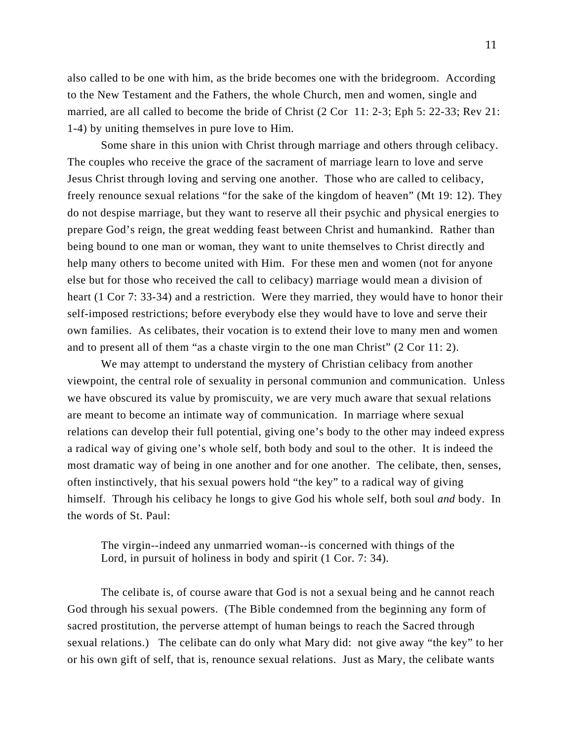also called to be one with him, as the bride becomes one with the bridegroom. According to the New Testament and the Fathers, the whole Church, men and women, single and married, are all called to become the bride of Christ (2 Cor 11: 2-3; Eph 5: 22-33; Rev 21: 1-4) by uniting themselves in pure love to Him.

Some share in this union with Christ through marriage and others through celibacy. The couples who receive the grace of the sacrament of marriage learn to love and serve Jesus Christ through loving and serving one another. Those who are called to celibacy, freely renounce sexual relations "for the sake of the kingdom of heaven" (Mt 19: 12). They do not despise marriage, but they want to reserve all their psychic and physical energies to prepare God's reign, the great wedding feast between Christ and humankind. Rather than being bound to one man or woman, they want to unite themselves to Christ directly and help many others to become united with Him. For these men and women (not for anyone else but for those who received the call to celibacy) marriage would mean a division of heart (1 Cor 7: 33-34) and a restriction. Were they married, they would have to honor their self-imposed restrictions; before everybody else they would have to love and serve their own families. As celibates, their vocation is to extend their love to many men and women and to present all of them "as a chaste virgin to the one man Christ" (2 Cor 11: 2).

We may attempt to understand the mystery of Christian celibacy from another viewpoint, the central role of sexuality in personal communion and communication. Unless we have obscured its value by promiscuity, we are very much aware that sexual relations are meant to become an intimate way of communication. In marriage where sexual relations can develop their full potential, giving one's body to the other may indeed express a radical way of giving one's whole self, both body and soul to the other. It is indeed the most dramatic way of being in one another and for one another. The celibate, then, senses, often instinctively, that his sexual powers hold "the key" to a radical way of giving himself. Through his celibacy he longs to give God his whole self, both soul *and* body. In the words of St. Paul:

> The virgin--indeed any unmarried woman--is concerned with things of the Lord, in pursuit of holiness in body and spirit (1 Cor. 7: 34).

The celibate is, of course aware that God is not a sexual being and he cannot reach God through his sexual powers. (The Bible condemned from the beginning any form of sacred prostitution, the perverse attempt of human beings to reach the Sacred through sexual relations.) The celibate can do only what Mary did: not give away "the key" to her or his own gift of self, that is, renounce sexual relations. Just as Mary, the celibate wants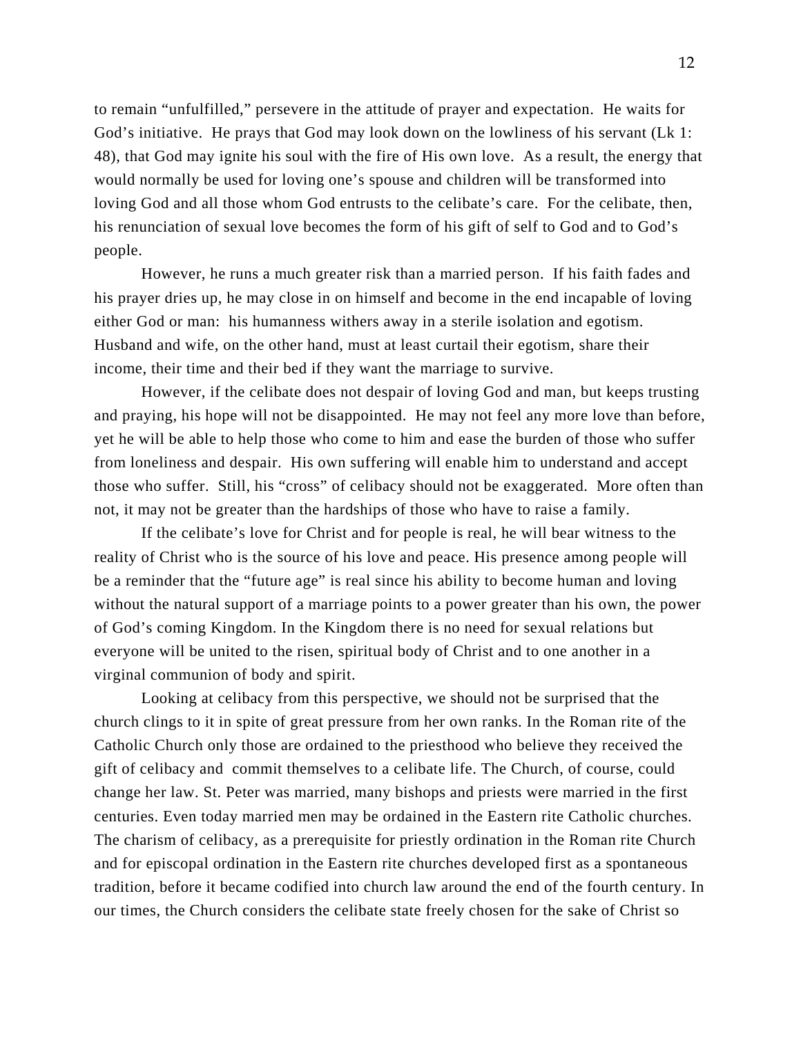to remain "unfulfilled," persevere in the attitude of prayer and expectation. He waits for God's initiative. He prays that God may look down on the lowliness of his servant (Lk 1: 48), that God may ignite his soul with the fire of His own love. As a result, the energy that would normally be used for loving one's spouse and children will be transformed into loving God and all those whom God entrusts to the celibate's care. For the celibate, then, his renunciation of sexual love becomes the form of his gift of self to God and to God's people.

However, he runs a much greater risk than a married person. If his faith fades and his prayer dries up, he may close in on himself and become in the end incapable of loving either God or man: his humanness withers away in a sterile isolation and egotism. Husband and wife, on the other hand, must at least curtail their egotism, share their income, their time and their bed if they want the marriage to survive.

However, if the celibate does not despair of loving God and man, but keeps trusting and praying, his hope will not be disappointed. He may not feel any more love than before, yet he will be able to help those who come to him and ease the burden of those who suffer from loneliness and despair. His own suffering will enable him to understand and accept those who suffer. Still, his "cross" of celibacy should not be exaggerated. More often than not, it may not be greater than the hardships of those who have to raise a family.

If the celibate's love for Christ and for people is real, he will bear witness to the reality of Christ who is the source of his love and peace. His presence among people will be a reminder that the "future age" is real since his ability to become human and loving without the natural support of a marriage points to a power greater than his own, the power of God's coming Kingdom. In the Kingdom there is no need for sexual relations but everyone will be united to the risen, spiritual body of Christ and to one another in a virginal communion of body and spirit.

Looking at celibacy from this perspective, we should not be surprised that the church clings to it in spite of great pressure from her own ranks. In the Roman rite of the Catholic Church only those are ordained to the priesthood who believe they received the gift of celibacy and commit themselves to a celibate life. The Church, of course, could change her law. St. Peter was married, many bishops and priests were married in the first centuries. Even today married men may be ordained in the Eastern rite Catholic churches. The charism of celibacy, as a prerequisite for priestly ordination in the Roman rite Church and for episcopal ordination in the Eastern rite churches developed first as a spontaneous tradition, before it became codified into church law around the end of the fourth century. In our times, the Church considers the celibate state freely chosen for the sake of Christ so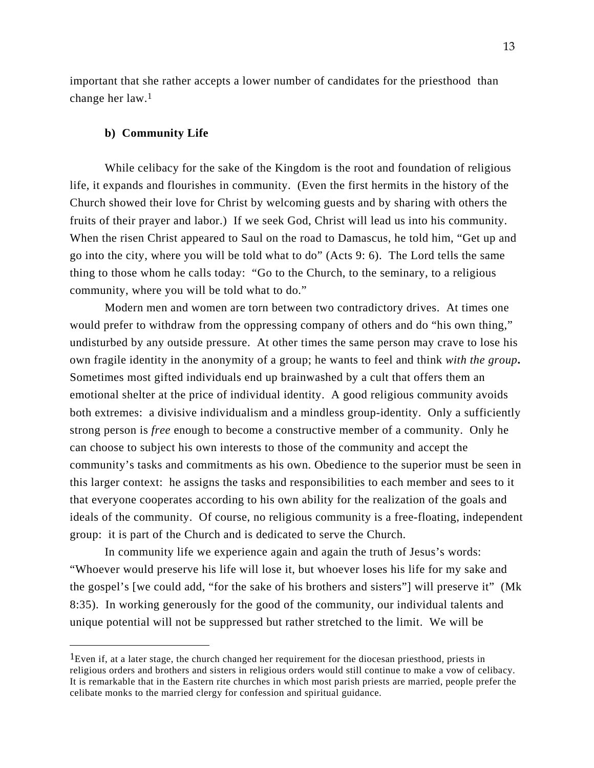important that she rather accepts a lower number of candidates for the priesthood than change her law.[1]

**b) Community Life**

While celibacy for the sake of the Kingdom is the root and foundation of religious life, it expands and flourishes in community. (Even the first hermits in the history of the Church showed their love for Christ by welcoming guests and by sharing with others the fruits of their prayer and labor.) If we seek God, Christ will lead us into his community. When the risen Christ appeared to Saul on the road to Damascus, he told him, "Get up and go into the city, where you will be told what to do" (Acts 9: 6). The Lord tells the same thing to those whom he calls today: "Go to the Church, to the seminary, to a religious community, where you will be told what to do."

Modern men and women are torn between two contradictory drives. At times one would prefer to withdraw from the oppressing company of others and do "his own thing," undisturbed by any outside pressure. At other times the same person may crave to lose his own fragile identity in the anonymity of a group; he wants to feel and think *with the group***.** Sometimes most gifted individuals end up brainwashed by a cult that offers them an emotional shelter at the price of individual identity. A good religious community avoids both extremes: a divisive individualism and a mindless group-identity. Only a sufficiently strong person is *free* enough to become a constructive member of a community. Only he can choose to subject his own interests to those of the community and accept the community's tasks and commitments as his own. Obedience to the superior must be seen in this larger context: he assigns the tasks and responsibilities to each member and sees to it that everyone cooperates according to his own ability for the realization of the goals and ideals of the community. Of course, no religious community is a free-floating, independent group: it is part of the Church and is dedicated to serve the Church.

In community life we experience again and again the truth of Jesus's words: "Whoever would preserve his life will lose it, but whoever loses his life for my sake and the gospel's [we could add, "for the sake of his brothers and sisters"] will preserve it" (Mk 8:35). In working generously for the good of the community, our individual talents and unique potential will not be suppressed but rather stretched to the limit. We will be

---

[1] Even if, at a later stage, the church changed her requirement for the diocesan priesthood, priests in religious orders and brothers and sisters in religious orders would still continue to make a vow of celibacy. It is remarkable that in the Eastern rite churches in which most parish priests are married, people prefer the celibate monks to the married clergy for confession and spiritual guidance.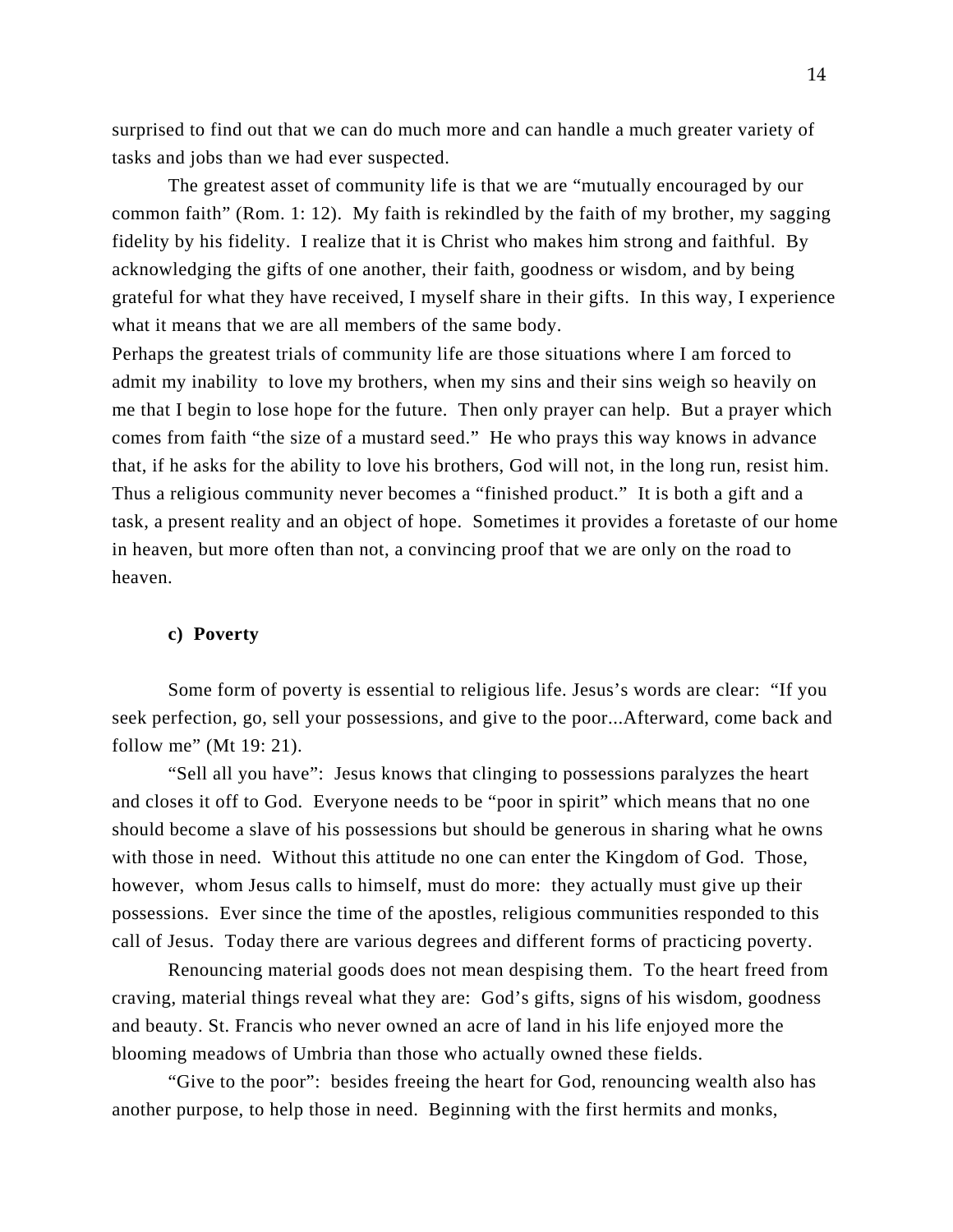surprised to find out that we can do much more and can handle a much greater variety of tasks and jobs than we had ever suspected.

The greatest asset of community life is that we are "mutually encouraged by our common faith" (Rom. 1: 12). My faith is rekindled by the faith of my brother, my sagging fidelity by his fidelity. I realize that it is Christ who makes him strong and faithful. By acknowledging the gifts of one another, their faith, goodness or wisdom, and by being grateful for what they have received, I myself share in their gifts. In this way, I experience what it means that we are all members of the same body.

Perhaps the greatest trials of community life are those situations where I am forced to admit my inability to love my brothers, when my sins and their sins weigh so heavily on me that I begin to lose hope for the future. Then only prayer can help. But a prayer which comes from faith "the size of a mustard seed." He who prays this way knows in advance that, if he asks for the ability to love his brothers, God will not, in the long run, resist him. Thus a religious community never becomes a "finished product." It is both a gift and a task, a present reality and an object of hope. Sometimes it provides a foretaste of our home in heaven, but more often than not, a convincing proof that we are only on the road to heaven.

**c) Poverty**

Some form of poverty is essential to religious life. Jesus's words are clear: "If you seek perfection, go, sell your possessions, and give to the poor...Afterward, come back and follow me" (Mt 19: 21).

"Sell all you have": Jesus knows that clinging to possessions paralyzes the heart and closes it off to God. Everyone needs to be "poor in spirit" which means that no one should become a slave of his possessions but should be generous in sharing what he owns with those in need. Without this attitude no one can enter the Kingdom of God. Those, however, whom Jesus calls to himself, must do more: they actually must give up their possessions. Ever since the time of the apostles, religious communities responded to this call of Jesus. Today there are various degrees and different forms of practicing poverty.

Renouncing material goods does not mean despising them. To the heart freed from craving, material things reveal what they are: God's gifts, signs of his wisdom, goodness and beauty. St. Francis who never owned an acre of land in his life enjoyed more the blooming meadows of Umbria than those who actually owned these fields.

"Give to the poor": besides freeing the heart for God, renouncing wealth also has another purpose, to help those in need. Beginning with the first hermits and monks,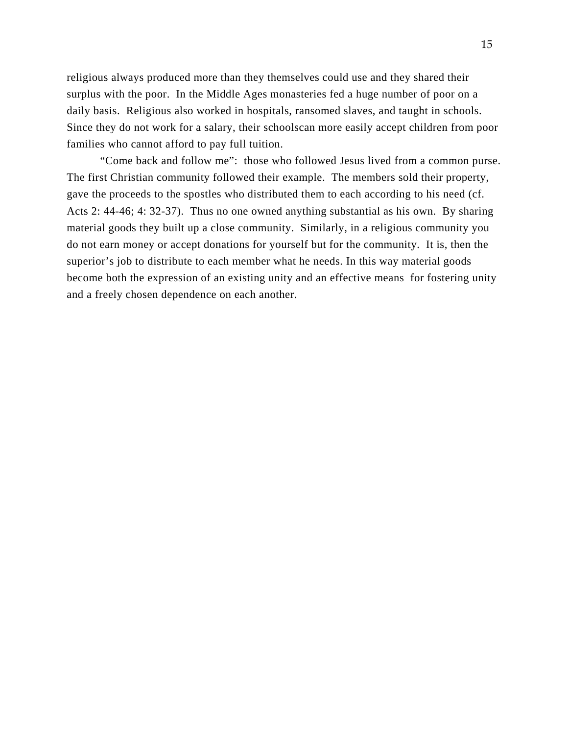religious always produced more than they themselves could use and they shared their surplus with the poor.  In the Middle Ages monasteries fed a huge number of poor on a daily basis.  Religious also worked in hospitals, ransomed slaves, and taught in schools.  Since they do not work for a salary, their schoolscan more easily accept children from poor families who cannot afford to pay full tuition.

"Come back and follow me":  those who followed Jesus lived from a common purse.  The first Christian community followed their example.  The members sold their property, gave the proceeds to the spostles who distributed them to each according to his need (cf. Acts 2: 44-46; 4: 32-37).  Thus no one owned anything substantial as his own.  By sharing material goods they built up a close community.  Similarly, in a religious community you do not earn money or accept donations for yourself but for the community.  It is, then the superior's job to distribute to each member what he needs. In this way material goods become both the expression of an existing unity and an effective means  for fostering unity and a freely chosen dependence on each another.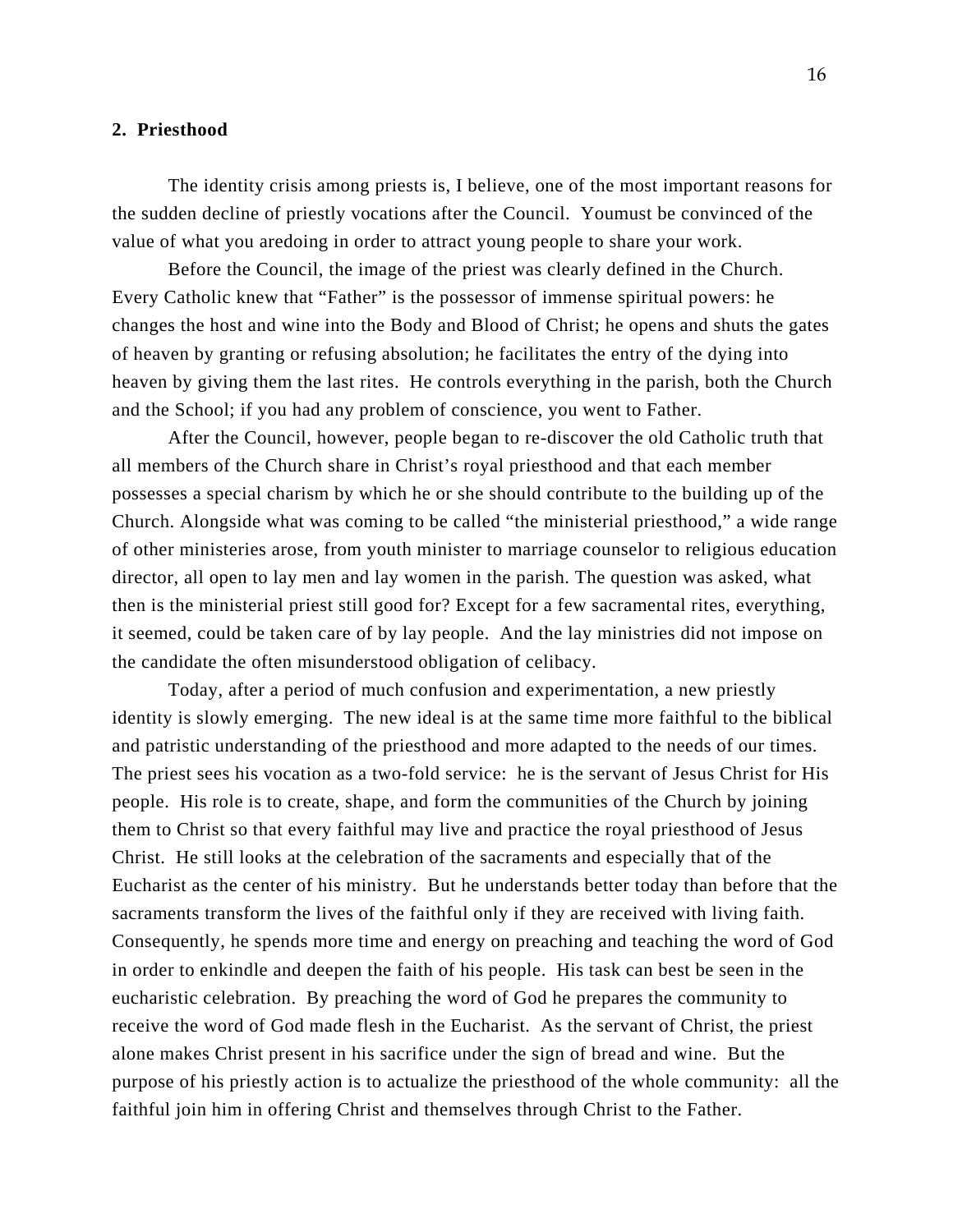**2. Priesthood**

The identity crisis among priests is, I believe, one of the most important reasons for the sudden decline of priestly vocations after the Council. Youmust be convinced of the value of what you aredoing in order to attract young people to share your work.

Before the Council, the image of the priest was clearly defined in the Church. Every Catholic knew that "Father" is the possessor of immense spiritual powers: he changes the host and wine into the Body and Blood of Christ; he opens and shuts the gates of heaven by granting or refusing absolution; he facilitates the entry of the dying into heaven by giving them the last rites. He controls everything in the parish, both the Church and the School; if you had any problem of conscience, you went to Father.

After the Council, however, people began to re-discover the old Catholic truth that all members of the Church share in Christ's royal priesthood and that each member possesses a special charism by which he or she should contribute to the building up of the Church. Alongside what was coming to be called "the ministerial priesthood," a wide range of other ministeries arose, from youth minister to marriage counselor to religious education director, all open to lay men and lay women in the parish. The question was asked, what then is the ministerial priest still good for? Except for a few sacramental rites, everything, it seemed, could be taken care of by lay people. And the lay ministries did not impose on the candidate the often misunderstood obligation of celibacy.

Today, after a period of much confusion and experimentation, a new priestly identity is slowly emerging. The new ideal is at the same time more faithful to the biblical and patristic understanding of the priesthood and more adapted to the needs of our times. The priest sees his vocation as a two-fold service: he is the servant of Jesus Christ for His people. His role is to create, shape, and form the communities of the Church by joining them to Christ so that every faithful may live and practice the royal priesthood of Jesus Christ. He still looks at the celebration of the sacraments and especially that of the Eucharist as the center of his ministry. But he understands better today than before that the sacraments transform the lives of the faithful only if they are received with living faith. Consequently, he spends more time and energy on preaching and teaching the word of God in order to enkindle and deepen the faith of his people. His task can best be seen in the eucharistic celebration. By preaching the word of God he prepares the community to receive the word of God made flesh in the Eucharist. As the servant of Christ, the priest alone makes Christ present in his sacrifice under the sign of bread and wine. But the purpose of his priestly action is to actualize the priesthood of the whole community: all the faithful join him in offering Christ and themselves through Christ to the Father.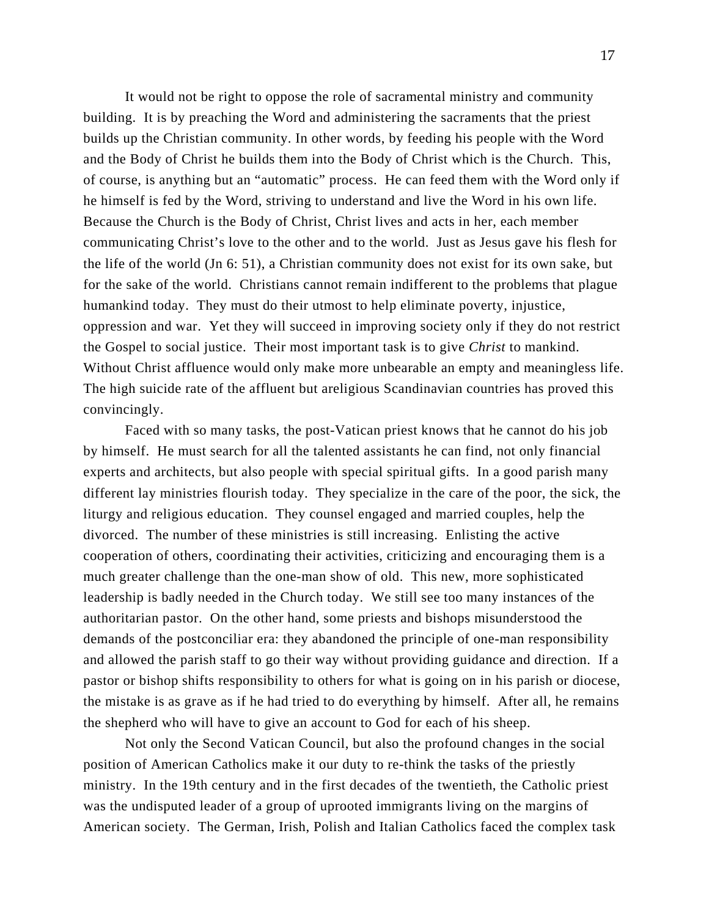It would not be right to oppose the role of sacramental ministry and community building. It is by preaching the Word and administering the sacraments that the priest builds up the Christian community. In other words, by feeding his people with the Word and the Body of Christ he builds them into the Body of Christ which is the Church. This, of course, is anything but an "automatic" process. He can feed them with the Word only if he himself is fed by the Word, striving to understand and live the Word in his own life. Because the Church is the Body of Christ, Christ lives and acts in her, each member communicating Christ's love to the other and to the world. Just as Jesus gave his flesh for the life of the world (Jn 6: 51), a Christian community does not exist for its own sake, but for the sake of the world. Christians cannot remain indifferent to the problems that plague humankind today. They must do their utmost to help eliminate poverty, injustice, oppression and war. Yet they will succeed in improving society only if they do not restrict the Gospel to social justice. Their most important task is to give *Christ* to mankind. Without Christ affluence would only make more unbearable an empty and meaningless life. The high suicide rate of the affluent but areligious Scandinavian countries has proved this convincingly.

Faced with so many tasks, the post-Vatican priest knows that he cannot do his job by himself. He must search for all the talented assistants he can find, not only financial experts and architects, but also people with special spiritual gifts. In a good parish many different lay ministries flourish today. They specialize in the care of the poor, the sick, the liturgy and religious education. They counsel engaged and married couples, help the divorced. The number of these ministries is still increasing. Enlisting the active cooperation of others, coordinating their activities, criticizing and encouraging them is a much greater challenge than the one-man show of old. This new, more sophisticated leadership is badly needed in the Church today. We still see too many instances of the authoritarian pastor. On the other hand, some priests and bishops misunderstood the demands of the postconciliar era: they abandoned the principle of one-man responsibility and allowed the parish staff to go their way without providing guidance and direction. If a pastor or bishop shifts responsibility to others for what is going on in his parish or diocese, the mistake is as grave as if he had tried to do everything by himself. After all, he remains the shepherd who will have to give an account to God for each of his sheep.

Not only the Second Vatican Council, but also the profound changes in the social position of American Catholics make it our duty to re-think the tasks of the priestly ministry. In the 19th century and in the first decades of the twentieth, the Catholic priest was the undisputed leader of a group of uprooted immigrants living on the margins of American society. The German, Irish, Polish and Italian Catholics faced the complex task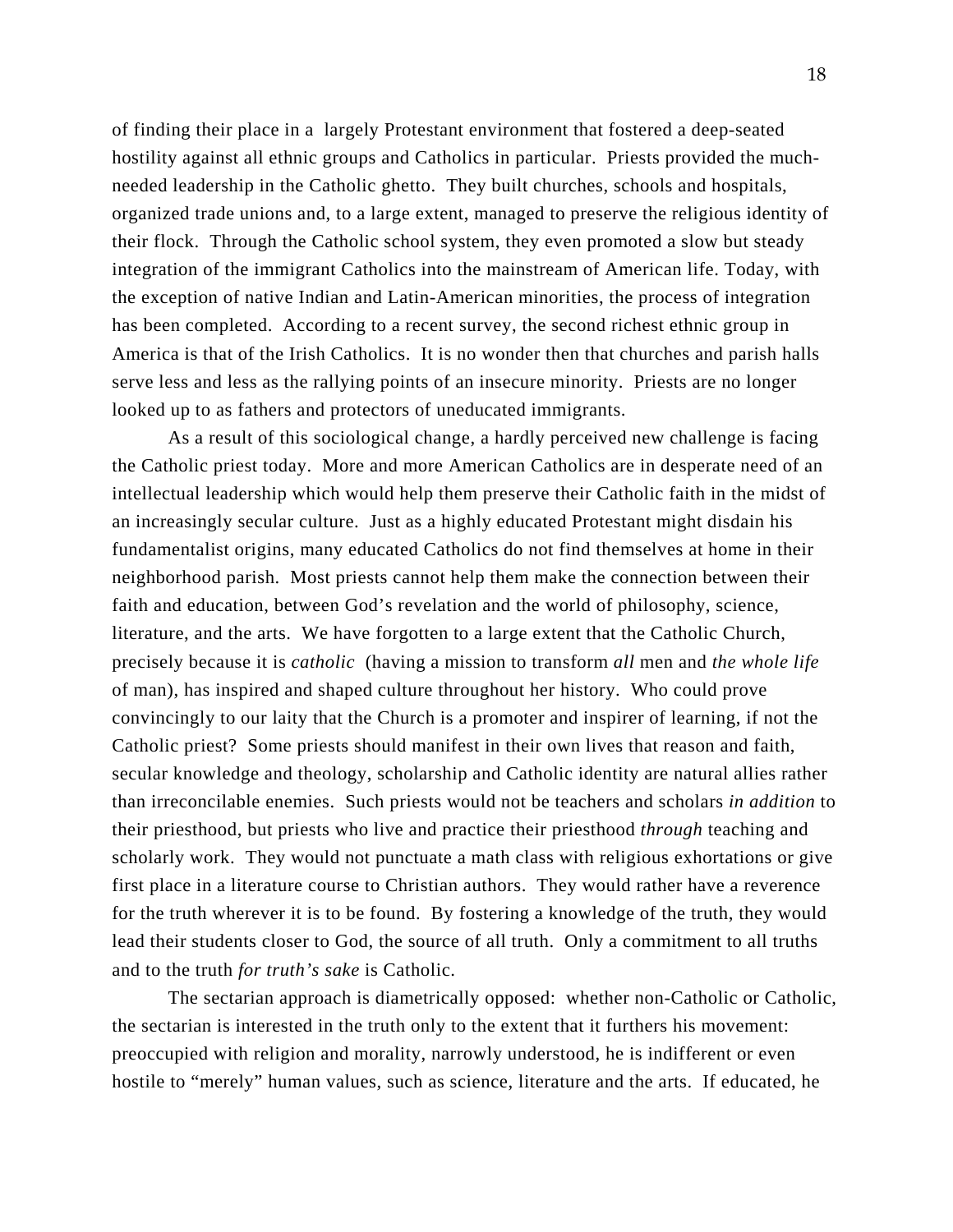of finding their place in a largely Protestant environment that fostered a deep-seated hostility against all ethnic groups and Catholics in particular. Priests provided the much-needed leadership in the Catholic ghetto. They built churches, schools and hospitals, organized trade unions and, to a large extent, managed to preserve the religious identity of their flock. Through the Catholic school system, they even promoted a slow but steady integration of the immigrant Catholics into the mainstream of American life. Today, with the exception of native Indian and Latin-American minorities, the process of integration has been completed. According to a recent survey, the second richest ethnic group in America is that of the Irish Catholics. It is no wonder then that churches and parish halls serve less and less as the rallying points of an insecure minority. Priests are no longer looked up to as fathers and protectors of uneducated immigrants.

As a result of this sociological change, a hardly perceived new challenge is facing the Catholic priest today. More and more American Catholics are in desperate need of an intellectual leadership which would help them preserve their Catholic faith in the midst of an increasingly secular culture. Just as a highly educated Protestant might disdain his fundamentalist origins, many educated Catholics do not find themselves at home in their neighborhood parish. Most priests cannot help them make the connection between their faith and education, between God's revelation and the world of philosophy, science, literature, and the arts. We have forgotten to a large extent that the Catholic Church, precisely because it is *catholic* (having a mission to transform *all* men and *the whole life* of man), has inspired and shaped culture throughout her history. Who could prove convincingly to our laity that the Church is a promoter and inspirer of learning, if not the Catholic priest? Some priests should manifest in their own lives that reason and faith, secular knowledge and theology, scholarship and Catholic identity are natural allies rather than irreconcilable enemies. Such priests would not be teachers and scholars *in addition* to their priesthood, but priests who live and practice their priesthood *through* teaching and scholarly work. They would not punctuate a math class with religious exhortations or give first place in a literature course to Christian authors. They would rather have a reverence for the truth wherever it is to be found. By fostering a knowledge of the truth, they would lead their students closer to God, the source of all truth. Only a commitment to all truths and to the truth *for truth's sake* is Catholic.

The sectarian approach is diametrically opposed: whether non-Catholic or Catholic, the sectarian is interested in the truth only to the extent that it furthers his movement: preoccupied with religion and morality, narrowly understood, he is indifferent or even hostile to "merely" human values, such as science, literature and the arts. If educated, he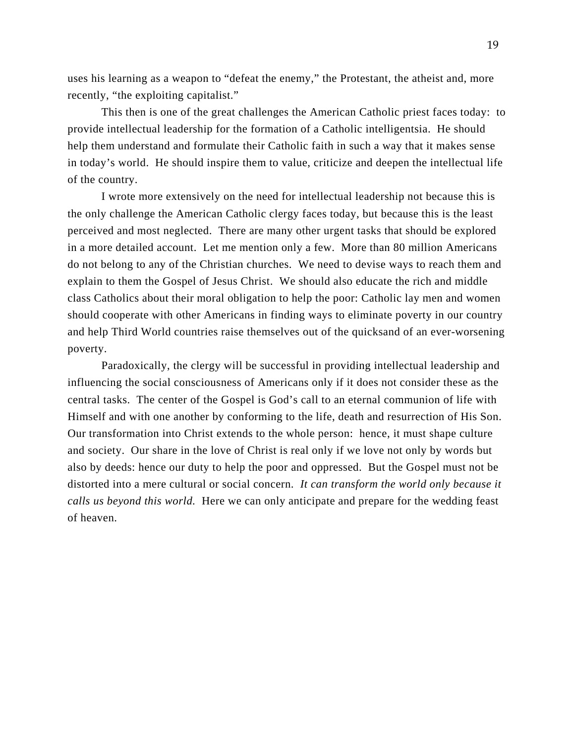uses his learning as a weapon to "defeat the enemy," the Protestant, the atheist and, more recently, "the exploiting capitalist."

This then is one of the great challenges the American Catholic priest faces today: to provide intellectual leadership for the formation of a Catholic intelligentsia. He should help them understand and formulate their Catholic faith in such a way that it makes sense in today's world. He should inspire them to value, criticize and deepen the intellectual life of the country.

I wrote more extensively on the need for intellectual leadership not because this is the only challenge the American Catholic clergy faces today, but because this is the least perceived and most neglected. There are many other urgent tasks that should be explored in a more detailed account. Let me mention only a few. More than 80 million Americans do not belong to any of the Christian churches. We need to devise ways to reach them and explain to them the Gospel of Jesus Christ. We should also educate the rich and middle class Catholics about their moral obligation to help the poor: Catholic lay men and women should cooperate with other Americans in finding ways to eliminate poverty in our country and help Third World countries raise themselves out of the quicksand of an ever-worsening poverty.

Paradoxically, the clergy will be successful in providing intellectual leadership and influencing the social consciousness of Americans only if it does not consider these as the central tasks. The center of the Gospel is God's call to an eternal communion of life with Himself and with one another by conforming to the life, death and resurrection of His Son. Our transformation into Christ extends to the whole person: hence, it must shape culture and society. Our share in the love of Christ is real only if we love not only by words but also by deeds: hence our duty to help the poor and oppressed. But the Gospel must not be distorted into a mere cultural or social concern. *It can transform the world only because it calls us beyond this world.* Here we can only anticipate and prepare for the wedding feast of heaven.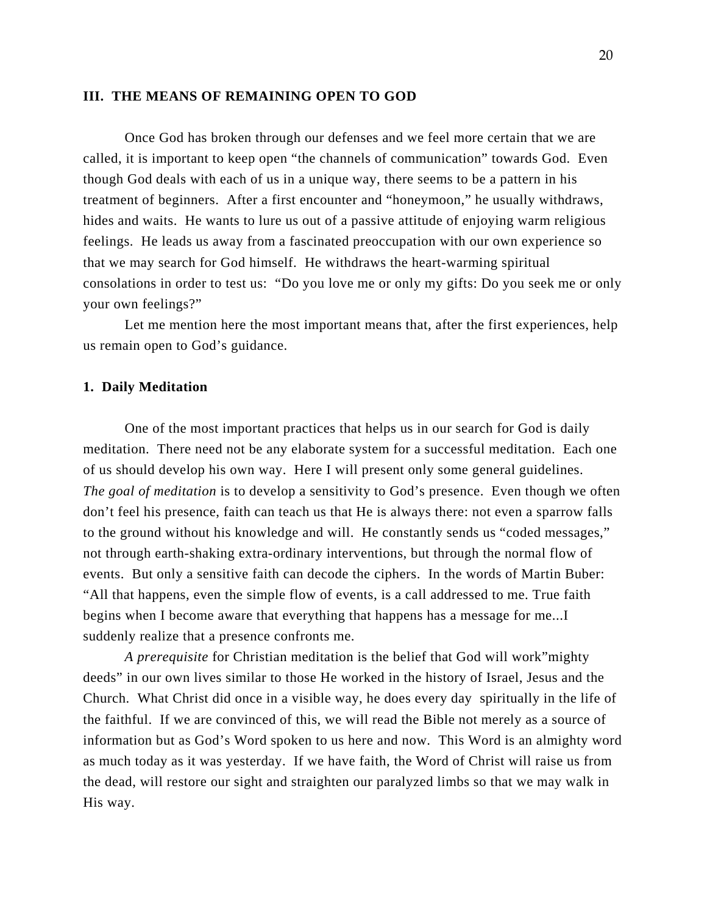## III. THE MEANS OF REMAINING OPEN TO GOD

Once God has broken through our defenses and we feel more certain that we are called, it is important to keep open "the channels of communication" towards God. Even though God deals with each of us in a unique way, there seems to be a pattern in his treatment of beginners. After a first encounter and "honeymoon," he usually withdraws, hides and waits. He wants to lure us out of a passive attitude of enjoying warm religious feelings. He leads us away from a fascinated preoccupation with our own experience so that we may search for God himself. He withdraws the heart-warming spiritual consolations in order to test us: "Do you love me or only my gifts: Do you seek me or only your own feelings?"

Let me mention here the most important means that, after the first experiences, help us remain open to God's guidance.

### 1. Daily Meditation

One of the most important practices that helps us in our search for God is daily meditation. There need not be any elaborate system for a successful meditation. Each one of us should develop his own way. Here I will present only some general guidelines. *The goal of meditation* is to develop a sensitivity to God's presence. Even though we often don't feel his presence, faith can teach us that He is always there: not even a sparrow falls to the ground without his knowledge and will. He constantly sends us "coded messages," not through earth-shaking extra-ordinary interventions, but through the normal flow of events. But only a sensitive faith can decode the ciphers. In the words of Martin Buber: "All that happens, even the simple flow of events, is a call addressed to me. True faith begins when I become aware that everything that happens has a message for me...I suddenly realize that a presence confronts me.

*A prerequisite* for Christian meditation is the belief that God will work"mighty deeds" in our own lives similar to those He worked in the history of Israel, Jesus and the Church. What Christ did once in a visible way, he does every day spiritually in the life of the faithful. If we are convinced of this, we will read the Bible not merely as a source of information but as God's Word spoken to us here and now. This Word is an almighty word as much today as it was yesterday. If we have faith, the Word of Christ will raise us from the dead, will restore our sight and straighten our paralyzed limbs so that we may walk in His way.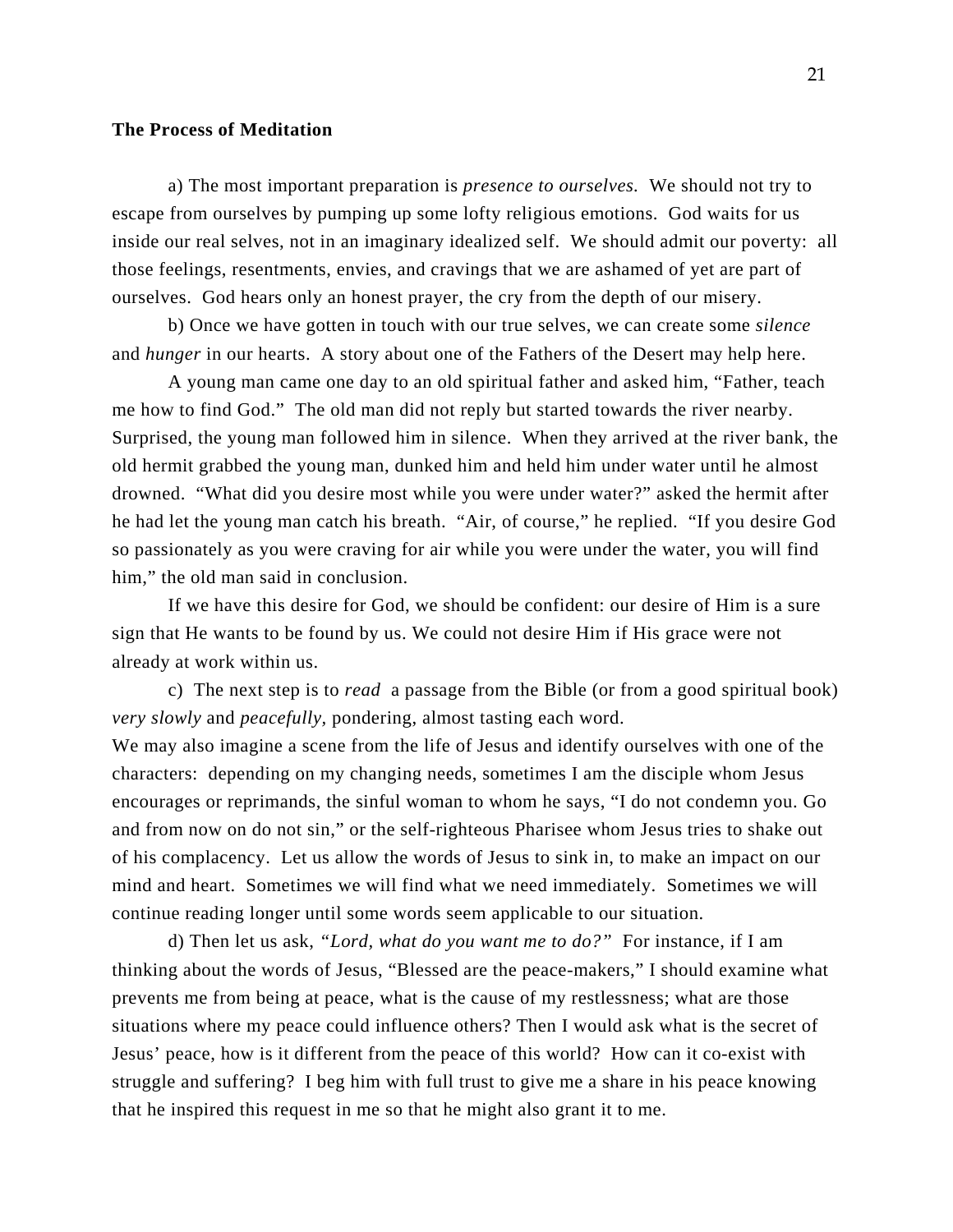**The Process of Meditation**

a) The most important preparation is *presence to ourselves.* We should not try to escape from ourselves by pumping up some lofty religious emotions. God waits for us inside our real selves, not in an imaginary idealized self. We should admit our poverty: all those feelings, resentments, envies, and cravings that we are ashamed of yet are part of ourselves. God hears only an honest prayer, the cry from the depth of our misery.

b) Once we have gotten in touch with our true selves, we can create some *silence* and *hunger* in our hearts. A story about one of the Fathers of the Desert may help here.

A young man came one day to an old spiritual father and asked him, "Father, teach me how to find God." The old man did not reply but started towards the river nearby. Surprised, the young man followed him in silence. When they arrived at the river bank, the old hermit grabbed the young man, dunked him and held him under water until he almost drowned. "What did you desire most while you were under water?" asked the hermit after he had let the young man catch his breath. "Air, of course," he replied. "If you desire God so passionately as you were craving for air while you were under the water, you will find him," the old man said in conclusion.

If we have this desire for God, we should be confident: our desire of Him is a sure sign that He wants to be found by us. We could not desire Him if His grace were not already at work within us.

c) The next step is to *read* a passage from the Bible (or from a good spiritual book) *very slowly* and *peacefully*, pondering, almost tasting each word.
We may also imagine a scene from the life of Jesus and identify ourselves with one of the characters: depending on my changing needs, sometimes I am the disciple whom Jesus encourages or reprimands, the sinful woman to whom he says, "I do not condemn you. Go and from now on do not sin," or the self-righteous Pharisee whom Jesus tries to shake out of his complacency. Let us allow the words of Jesus to sink in, to make an impact on our mind and heart. Sometimes we will find what we need immediately. Sometimes we will continue reading longer until some words seem applicable to our situation.

d) Then let us ask, *"Lord, what do you want me to do?"* For instance, if I am thinking about the words of Jesus, "Blessed are the peace-makers," I should examine what prevents me from being at peace, what is the cause of my restlessness; what are those situations where my peace could influence others? Then I would ask what is the secret of Jesus' peace, how is it different from the peace of this world? How can it co-exist with struggle and suffering? I beg him with full trust to give me a share in his peace knowing that he inspired this request in me so that he might also grant it to me.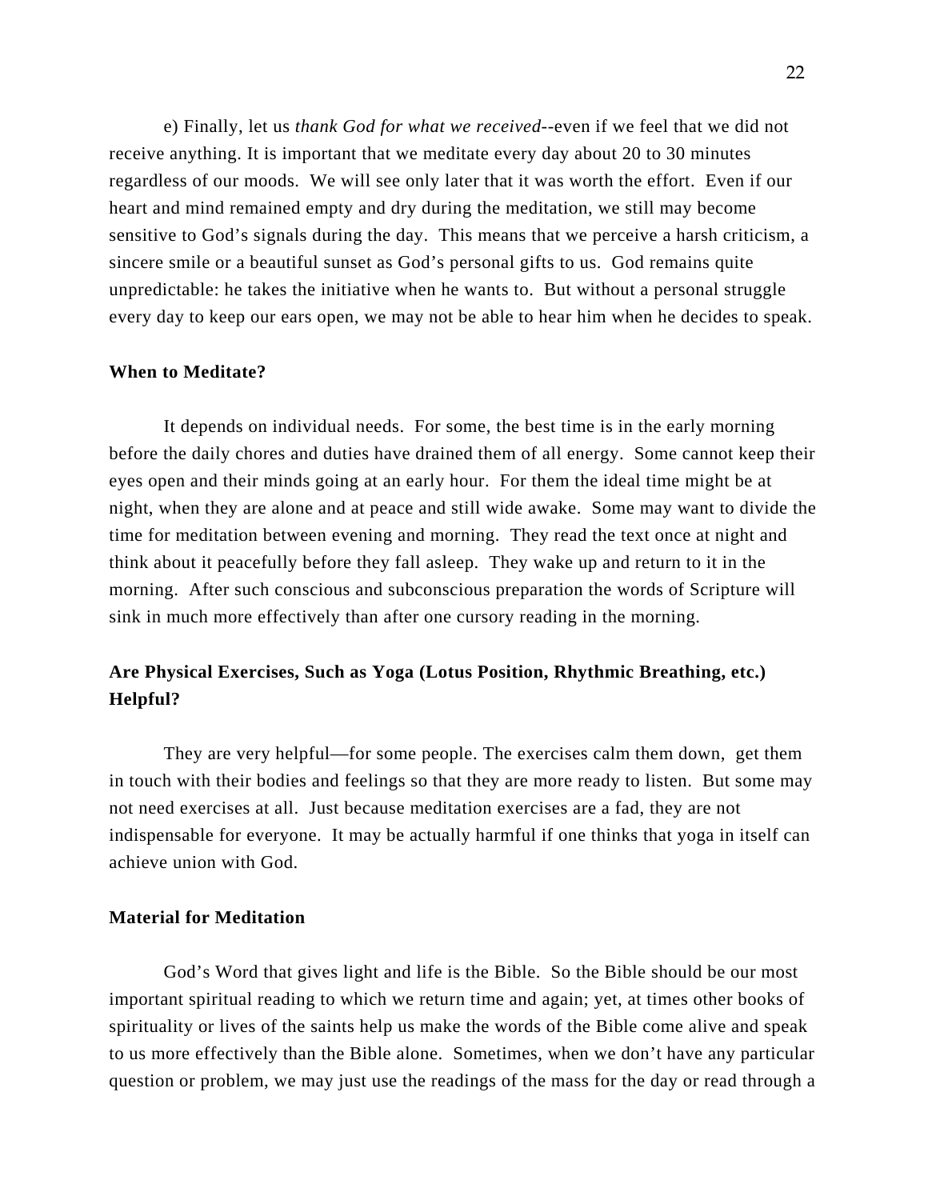e) Finally, let us *thank God for what we received*--even if we feel that we did not receive anything. It is important that we meditate every day about 20 to 30 minutes regardless of our moods. We will see only later that it was worth the effort. Even if our heart and mind remained empty and dry during the meditation, we still may become sensitive to God's signals during the day. This means that we perceive a harsh criticism, a sincere smile or a beautiful sunset as God's personal gifts to us. God remains quite unpredictable: he takes the initiative when he wants to. But without a personal struggle every day to keep our ears open, we may not be able to hear him when he decides to speak.

**When to Meditate?**

It depends on individual needs. For some, the best time is in the early morning before the daily chores and duties have drained them of all energy. Some cannot keep their eyes open and their minds going at an early hour. For them the ideal time might be at night, when they are alone and at peace and still wide awake. Some may want to divide the time for meditation between evening and morning. They read the text once at night and think about it peacefully before they fall asleep. They wake up and return to it in the morning. After such conscious and subconscious preparation the words of Scripture will sink in much more effectively than after one cursory reading in the morning.

**Are Physical Exercises, Such as Yoga (Lotus Position, Rhythmic Breathing, etc.) Helpful?**

They are very helpful—for some people. The exercises calm them down, get them in touch with their bodies and feelings so that they are more ready to listen. But some may not need exercises at all. Just because meditation exercises are a fad, they are not indispensable for everyone. It may be actually harmful if one thinks that yoga in itself can achieve union with God.

**Material for Meditation**

God's Word that gives light and life is the Bible. So the Bible should be our most important spiritual reading to which we return time and again; yet, at times other books of spirituality or lives of the saints help us make the words of the Bible come alive and speak to us more effectively than the Bible alone. Sometimes, when we don't have any particular question or problem, we may just use the readings of the mass for the day or read through a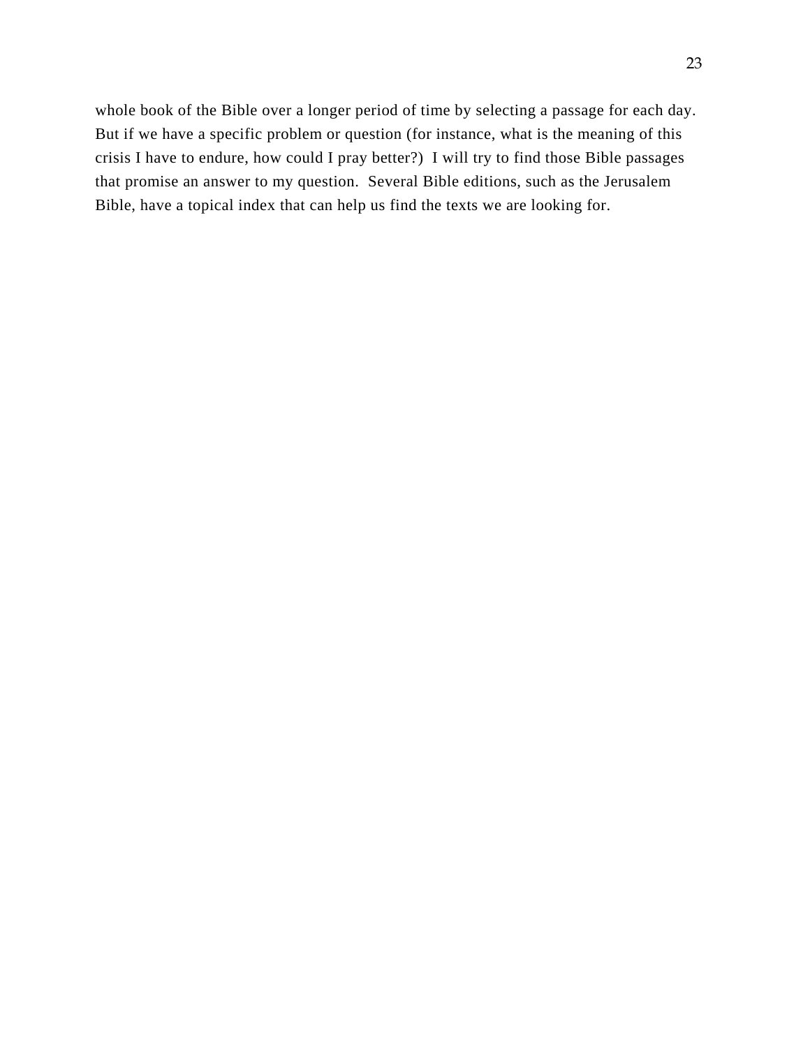whole book of the Bible over a longer period of time by selecting a passage for each day. But if we have a specific problem or question (for instance, what is the meaning of this crisis I have to endure, how could I pray better?) I will try to find those Bible passages that promise an answer to my question. Several Bible editions, such as the Jerusalem Bible, have a topical index that can help us find the texts we are looking for.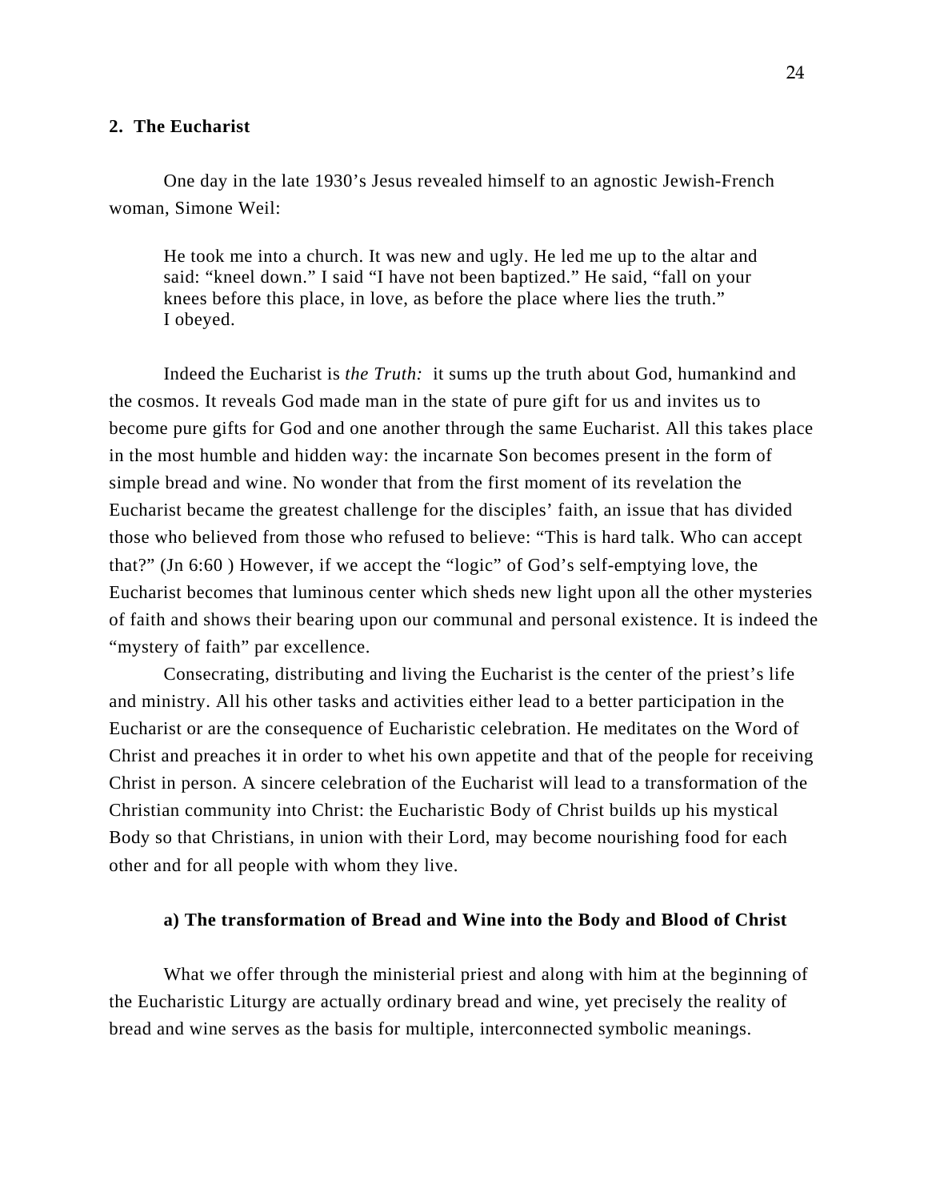## 2. The Eucharist

One day in the late 1930's Jesus revealed himself to an agnostic Jewish-French woman, Simone Weil:

> He took me into a church. It was new and ugly. He led me up to the altar and said: "kneel down." I said "I have not been baptized." He said, "fall on your knees before this place, in love, as before the place where lies the truth."
> I obeyed.

Indeed the Eucharist is *the Truth:* it sums up the truth about God, humankind and the cosmos. It reveals God made man in the state of pure gift for us and invites us to become pure gifts for God and one another through the same Eucharist. All this takes place in the most humble and hidden way: the incarnate Son becomes present in the form of simple bread and wine. No wonder that from the first moment of its revelation the Eucharist became the greatest challenge for the disciples' faith, an issue that has divided those who believed from those who refused to believe: "This is hard talk. Who can accept that?" (Jn 6:60 ) However, if we accept the "logic" of God's self-emptying love, the Eucharist becomes that luminous center which sheds new light upon all the other mysteries of faith and shows their bearing upon our communal and personal existence. It is indeed the "mystery of faith" par excellence.

Consecrating, distributing and living the Eucharist is the center of the priest's life and ministry. All his other tasks and activities either lead to a better participation in the Eucharist or are the consequence of Eucharistic celebration. He meditates on the Word of Christ and preaches it in order to whet his own appetite and that of the people for receiving Christ in person. A sincere celebration of the Eucharist will lead to a transformation of the Christian community into Christ: the Eucharistic Body of Christ builds up his mystical Body so that Christians, in union with their Lord, may become nourishing food for each other and for all people with whom they live.

### a) The transformation of Bread and Wine into the Body and Blood of Christ

What we offer through the ministerial priest and along with him at the beginning of the Eucharistic Liturgy are actually ordinary bread and wine, yet precisely the reality of bread and wine serves as the basis for multiple, interconnected symbolic meanings.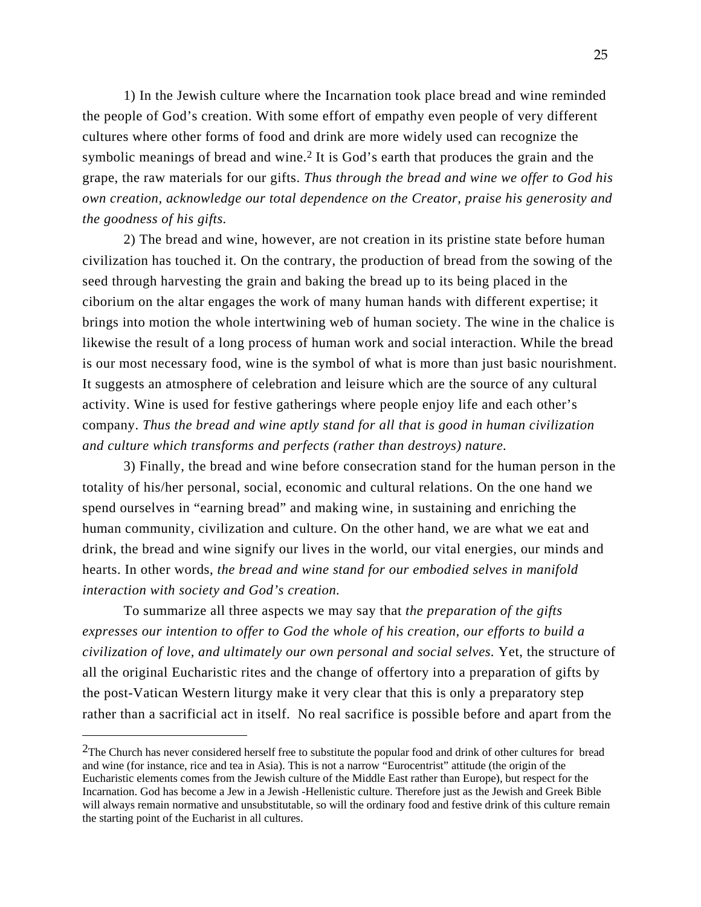1) In the Jewish culture where the Incarnation took place bread and wine reminded the people of God's creation. With some effort of empathy even people of very different cultures where other forms of food and drink are more widely used can recognize the symbolic meanings of bread and wine.[2] It is God's earth that produces the grain and the grape, the raw materials for our gifts. *Thus through the bread and wine we offer to God his own creation, acknowledge our total dependence on the Creator, praise his generosity and the goodness of his gifts.*

2) The bread and wine, however, are not creation in its pristine state before human civilization has touched it. On the contrary, the production of bread from the sowing of the seed through harvesting the grain and baking the bread up to its being placed in the ciborium on the altar engages the work of many human hands with different expertise; it brings into motion the whole intertwining web of human society. The wine in the chalice is likewise the result of a long process of human work and social interaction. While the bread is our most necessary food, wine is the symbol of what is more than just basic nourishment. It suggests an atmosphere of celebration and leisure which are the source of any cultural activity. Wine is used for festive gatherings where people enjoy life and each other's company. *Thus the bread and wine aptly stand for all that is good in human civilization and culture which transforms and perfects (rather than destroys) nature.*

3) Finally, the bread and wine before consecration stand for the human person in the totality of his/her personal, social, economic and cultural relations. On the one hand we spend ourselves in "earning bread" and making wine, in sustaining and enriching the human community, civilization and culture. On the other hand, we are what we eat and drink, the bread and wine signify our lives in the world, our vital energies, our minds and hearts. In other words, *the bread and wine stand for our embodied selves in manifold interaction with society and God's creation.*

To summarize all three aspects we may say that *the preparation of the gifts expresses our intention to offer to God the whole of his creation, our efforts to build a civilization of love, and ultimately our own personal and social selves.* Yet, the structure of all the original Eucharistic rites and the change of offertory into a preparation of gifts by the post-Vatican Western liturgy make it very clear that this is only a preparatory step rather than a sacrificial act in itself. No real sacrifice is possible before and apart from the

---

[2] The Church has never considered herself free to substitute the popular food and drink of other cultures for bread and wine (for instance, rice and tea in Asia). This is not a narrow "Eurocentrist" attitude (the origin of the Eucharistic elements comes from the Jewish culture of the Middle East rather than Europe), but respect for the Incarnation. God has become a Jew in a Jewish -Hellenistic culture. Therefore just as the Jewish and Greek Bible will always remain normative and unsubstitutable, so will the ordinary food and festive drink of this culture remain the starting point of the Eucharist in all cultures.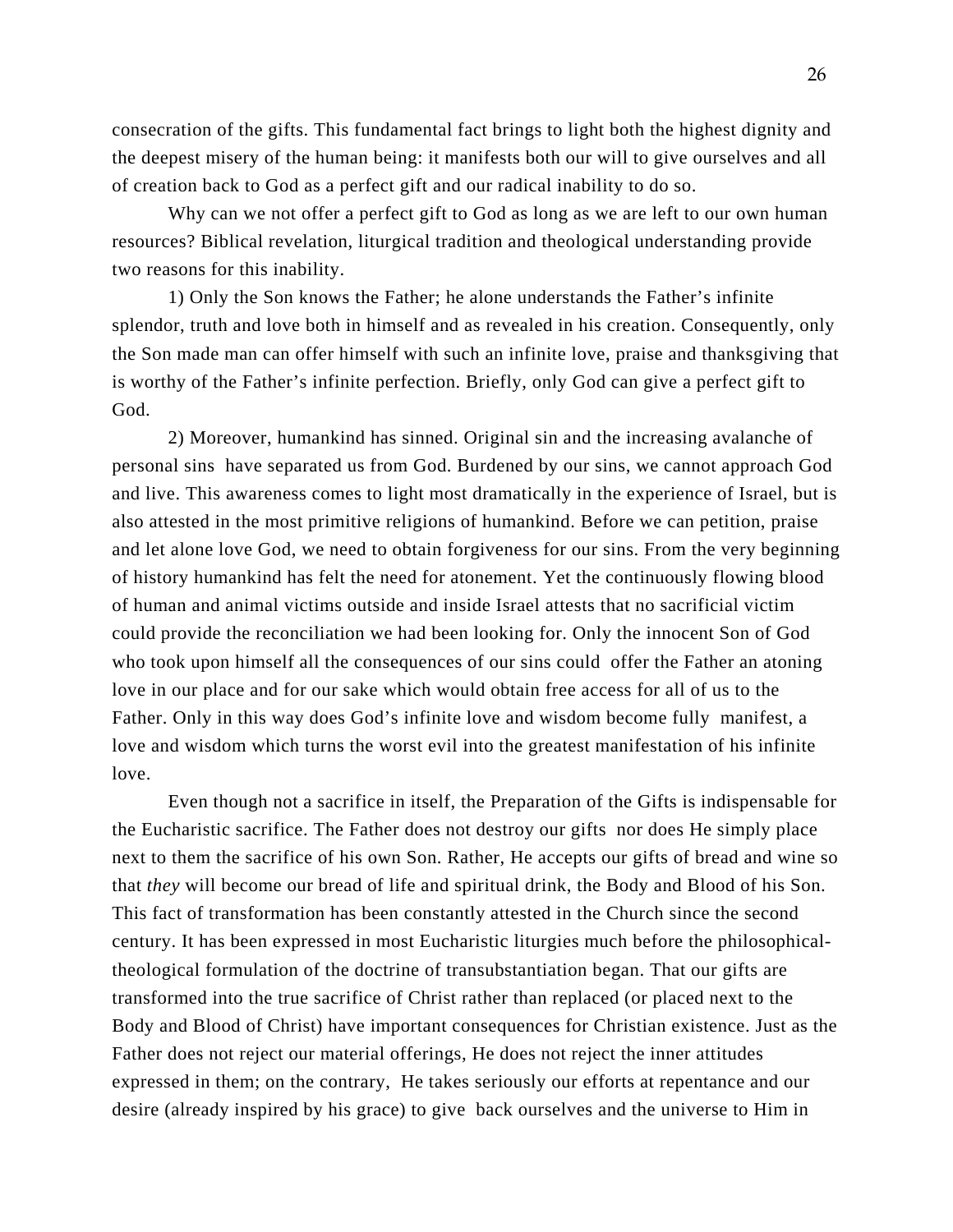consecration of the gifts. This fundamental fact brings to light both the highest dignity and the deepest misery of the human being: it manifests both our will to give ourselves and all of creation back to God as a perfect gift and our radical inability to do so.

Why can we not offer a perfect gift to God as long as we are left to our own human resources? Biblical revelation, liturgical tradition and theological understanding provide two reasons for this inability.

1) Only the Son knows the Father; he alone understands the Father's infinite splendor, truth and love both in himself and as revealed in his creation. Consequently, only the Son made man can offer himself with such an infinite love, praise and thanksgiving that is worthy of the Father's infinite perfection. Briefly, only God can give a perfect gift to God.

2) Moreover, humankind has sinned. Original sin and the increasing avalanche of personal sins have separated us from God. Burdened by our sins, we cannot approach God and live. This awareness comes to light most dramatically in the experience of Israel, but is also attested in the most primitive religions of humankind. Before we can petition, praise and let alone love God, we need to obtain forgiveness for our sins. From the very beginning of history humankind has felt the need for atonement. Yet the continuously flowing blood of human and animal victims outside and inside Israel attests that no sacrificial victim could provide the reconciliation we had been looking for. Only the innocent Son of God who took upon himself all the consequences of our sins could offer the Father an atoning love in our place and for our sake which would obtain free access for all of us to the Father. Only in this way does God's infinite love and wisdom become fully manifest, a love and wisdom which turns the worst evil into the greatest manifestation of his infinite love.

Even though not a sacrifice in itself, the Preparation of the Gifts is indispensable for the Eucharistic sacrifice. The Father does not destroy our gifts nor does He simply place next to them the sacrifice of his own Son. Rather, He accepts our gifts of bread and wine so that *they* will become our bread of life and spiritual drink, the Body and Blood of his Son. This fact of transformation has been constantly attested in the Church since the second century. It has been expressed in most Eucharistic liturgies much before the philosophical-theological formulation of the doctrine of transubstantiation began. That our gifts are transformed into the true sacrifice of Christ rather than replaced (or placed next to the Body and Blood of Christ) have important consequences for Christian existence. Just as the Father does not reject our material offerings, He does not reject the inner attitudes expressed in them; on the contrary, He takes seriously our efforts at repentance and our desire (already inspired by his grace) to give back ourselves and the universe to Him in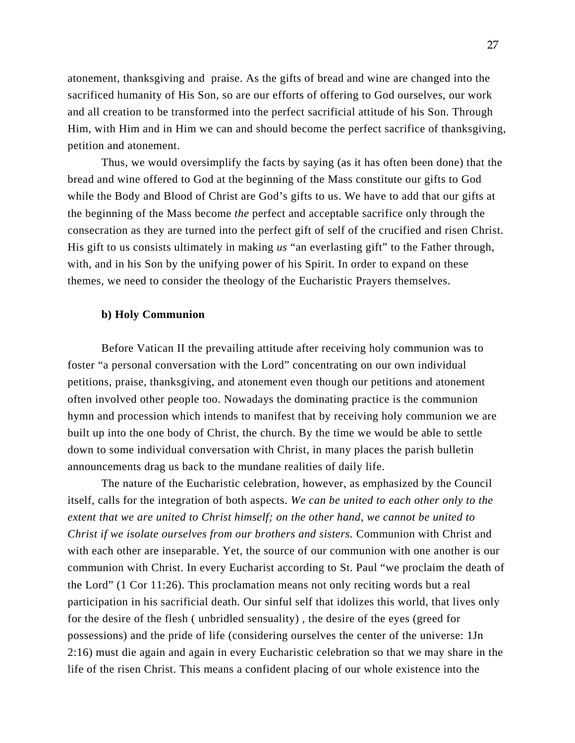atonement, thanksgiving and  praise. As the gifts of bread and wine are changed into the sacrificed humanity of His Son, so are our efforts of offering to God ourselves, our work and all creation to be transformed into the perfect sacrificial attitude of his Son. Through Him, with Him and in Him we can and should become the perfect sacrifice of thanksgiving, petition and atonement.

Thus, we would oversimplify the facts by saying (as it has often been done) that the bread and wine offered to God at the beginning of the Mass constitute our gifts to God while the Body and Blood of Christ are God's gifts to us. We have to add that our gifts at the beginning of the Mass become *the* perfect and acceptable sacrifice only through the consecration as they are turned into the perfect gift of self of the crucified and risen Christ. His gift to us consists ultimately in making *us* "an everlasting gift" to the Father through, with, and in his Son by the unifying power of his Spirit. In order to expand on these themes, we need to consider the theology of the Eucharistic Prayers themselves.

**b) Holy Communion**

Before Vatican II the prevailing attitude after receiving holy communion was to foster "a personal conversation with the Lord" concentrating on our own individual petitions, praise, thanksgiving, and atonement even though our petitions and atonement often involved other people too. Nowadays the dominating practice is the communion hymn and procession which intends to manifest that by receiving holy communion we are built up into the one body of Christ, the church. By the time we would be able to settle down to some individual conversation with Christ, in many places the parish bulletin announcements drag us back to the mundane realities of daily life.

The nature of the Eucharistic celebration, however, as emphasized by the Council itself, calls for the integration of both aspects. *We can be united to each other only to the extent that we are united to Christ himself; on the other hand, we cannot be united to Christ if we isolate ourselves from our brothers and sisters.* Communion with Christ and with each other are inseparable. Yet, the source of our communion with one another is our communion with Christ. In every Eucharist according to St. Paul "we proclaim the death of the Lord" (1 Cor 11:26). This proclamation means not only reciting words but a real participation in his sacrificial death. Our sinful self that idolizes this world, that lives only for the desire of the flesh ( unbridled sensuality) , the desire of the eyes (greed for possessions) and the pride of life (considering ourselves the center of the universe: 1Jn 2:16) must die again and again in every Eucharistic celebration so that we may share in the life of the risen Christ. This means a confident placing of our whole existence into the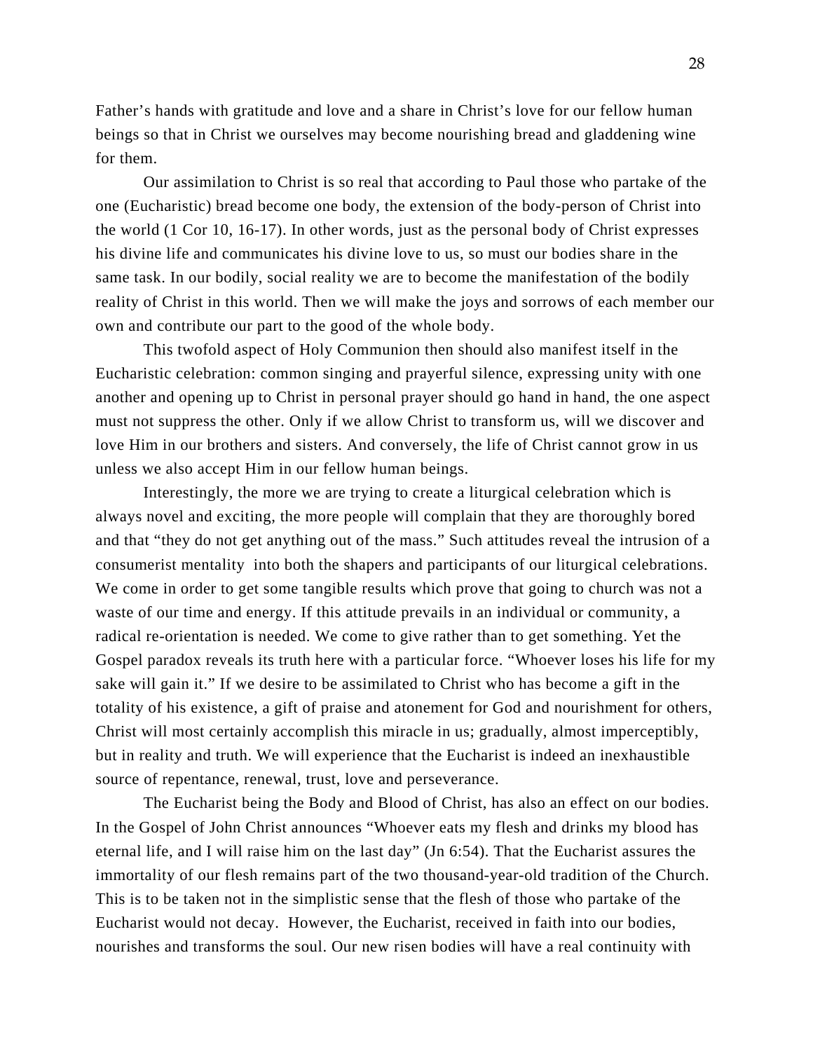Father's hands with gratitude and love and a share in Christ's love for our fellow human beings so that in Christ we ourselves may become nourishing bread and gladdening wine for them.

Our assimilation to Christ is so real that according to Paul those who partake of the one (Eucharistic) bread become one body, the extension of the body-person of Christ into the world (1 Cor 10, 16-17). In other words, just as the personal body of Christ expresses his divine life and communicates his divine love to us, so must our bodies share in the same task. In our bodily, social reality we are to become the manifestation of the bodily reality of Christ in this world. Then we will make the joys and sorrows of each member our own and contribute our part to the good of the whole body.

This twofold aspect of Holy Communion then should also manifest itself in the Eucharistic celebration: common singing and prayerful silence, expressing unity with one another and opening up to Christ in personal prayer should go hand in hand, the one aspect must not suppress the other. Only if we allow Christ to transform us, will we discover and love Him in our brothers and sisters. And conversely, the life of Christ cannot grow in us unless we also accept Him in our fellow human beings.

Interestingly, the more we are trying to create a liturgical celebration which is always novel and exciting, the more people will complain that they are thoroughly bored and that "they do not get anything out of the mass." Such attitudes reveal the intrusion of a consumerist mentality into both the shapers and participants of our liturgical celebrations. We come in order to get some tangible results which prove that going to church was not a waste of our time and energy. If this attitude prevails in an individual or community, a radical re-orientation is needed. We come to give rather than to get something. Yet the Gospel paradox reveals its truth here with a particular force. "Whoever loses his life for my sake will gain it." If we desire to be assimilated to Christ who has become a gift in the totality of his existence, a gift of praise and atonement for God and nourishment for others, Christ will most certainly accomplish this miracle in us; gradually, almost imperceptibly, but in reality and truth. We will experience that the Eucharist is indeed an inexhaustible source of repentance, renewal, trust, love and perseverance.

The Eucharist being the Body and Blood of Christ, has also an effect on our bodies. In the Gospel of John Christ announces "Whoever eats my flesh and drinks my blood has eternal life, and I will raise him on the last day" (Jn 6:54). That the Eucharist assures the immortality of our flesh remains part of the two thousand-year-old tradition of the Church. This is to be taken not in the simplistic sense that the flesh of those who partake of the Eucharist would not decay. However, the Eucharist, received in faith into our bodies, nourishes and transforms the soul. Our new risen bodies will have a real continuity with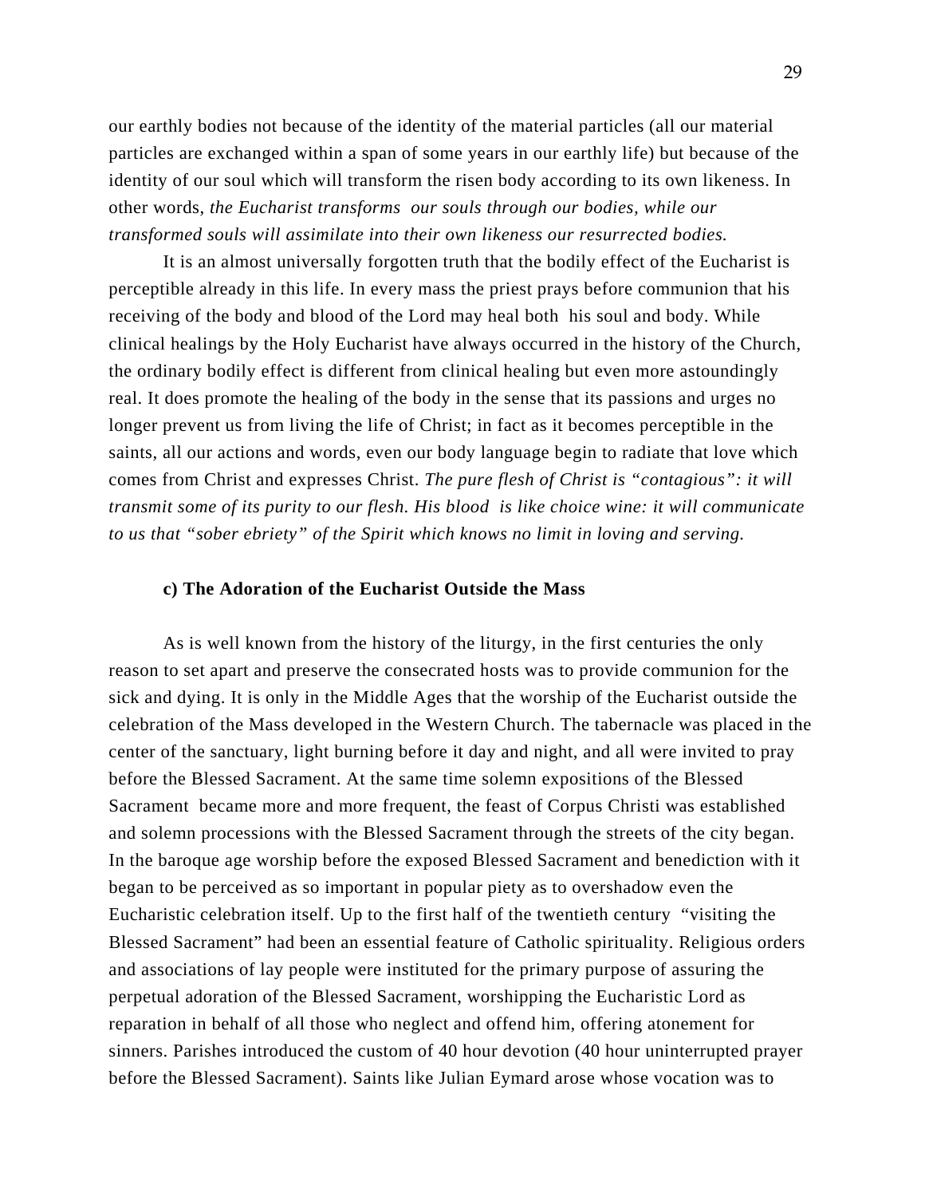our earthly bodies not because of the identity of the material particles (all our material particles are exchanged within a span of some years in our earthly life) but because of the identity of our soul which will transform the risen body according to its own likeness. In other words, *the Eucharist transforms our souls through our bodies, while our transformed souls will assimilate into their own likeness our resurrected bodies.*

It is an almost universally forgotten truth that the bodily effect of the Eucharist is perceptible already in this life. In every mass the priest prays before communion that his receiving of the body and blood of the Lord may heal both his soul and body. While clinical healings by the Holy Eucharist have always occurred in the history of the Church, the ordinary bodily effect is different from clinical healing but even more astoundingly real. It does promote the healing of the body in the sense that its passions and urges no longer prevent us from living the life of Christ; in fact as it becomes perceptible in the saints, all our actions and words, even our body language begin to radiate that love which comes from Christ and expresses Christ. *The pure flesh of Christ is "contagious": it will transmit some of its purity to our flesh. His blood is like choice wine: it will communicate to us that "sober ebriety" of the Spirit which knows no limit in loving and serving.*

### c) The Adoration of the Eucharist Outside the Mass

As is well known from the history of the liturgy, in the first centuries the only reason to set apart and preserve the consecrated hosts was to provide communion for the sick and dying. It is only in the Middle Ages that the worship of the Eucharist outside the celebration of the Mass developed in the Western Church. The tabernacle was placed in the center of the sanctuary, light burning before it day and night, and all were invited to pray before the Blessed Sacrament. At the same time solemn expositions of the Blessed Sacrament became more and more frequent, the feast of Corpus Christi was established and solemn processions with the Blessed Sacrament through the streets of the city began. In the baroque age worship before the exposed Blessed Sacrament and benediction with it began to be perceived as so important in popular piety as to overshadow even the Eucharistic celebration itself. Up to the first half of the twentieth century "visiting the Blessed Sacrament" had been an essential feature of Catholic spirituality. Religious orders and associations of lay people were instituted for the primary purpose of assuring the perpetual adoration of the Blessed Sacrament, worshipping the Eucharistic Lord as reparation in behalf of all those who neglect and offend him, offering atonement for sinners. Parishes introduced the custom of 40 hour devotion (40 hour uninterrupted prayer before the Blessed Sacrament). Saints like Julian Eymard arose whose vocation was to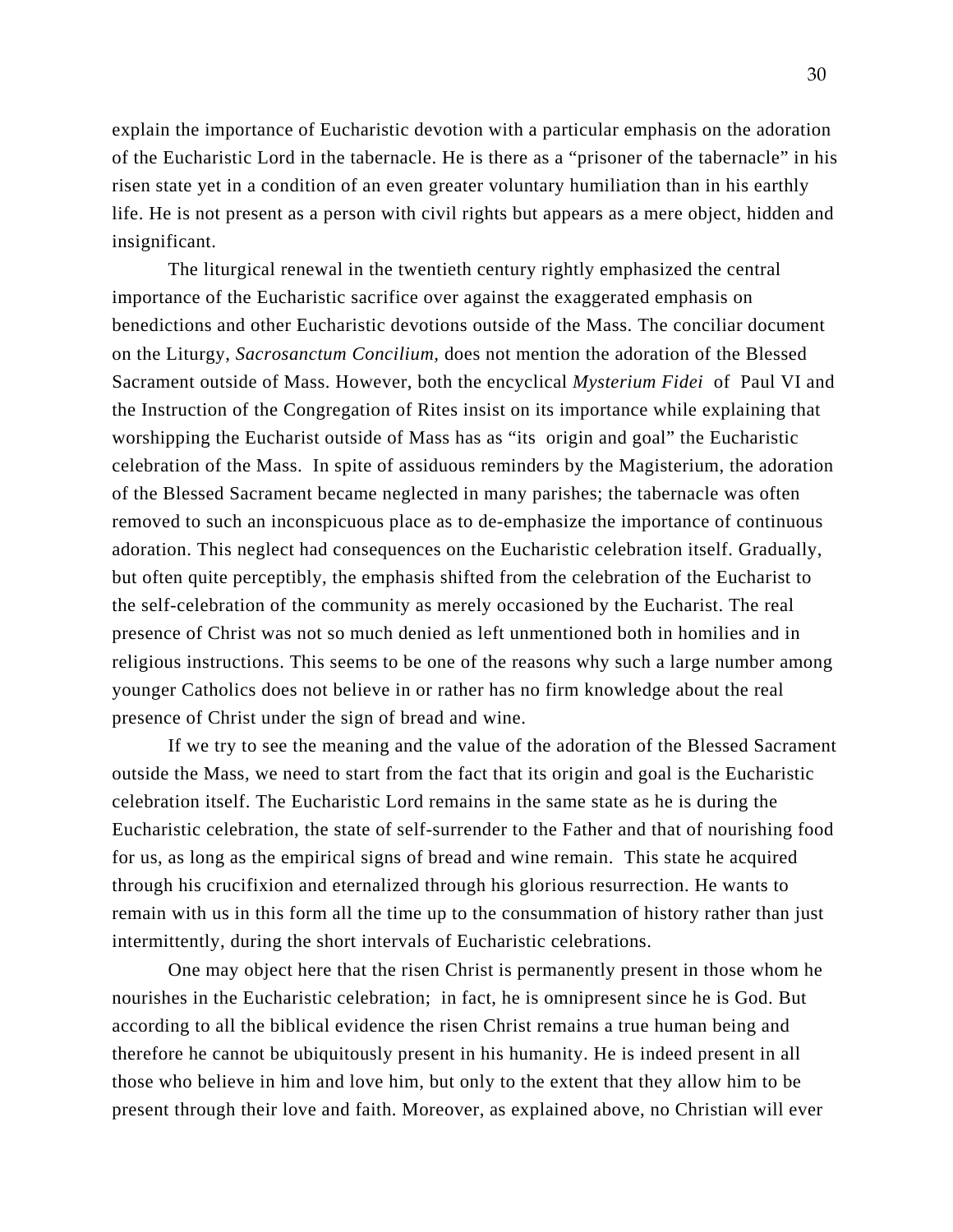explain the importance of Eucharistic devotion with a particular emphasis on the adoration of the Eucharistic Lord in the tabernacle. He is there as a "prisoner of the tabernacle" in his risen state yet in a condition of an even greater voluntary humiliation than in his earthly life. He is not present as a person with civil rights but appears as a mere object, hidden and insignificant.

The liturgical renewal in the twentieth century rightly emphasized the central importance of the Eucharistic sacrifice over against the exaggerated emphasis on benedictions and other Eucharistic devotions outside of the Mass. The conciliar document on the Liturgy, *Sacrosanctum Concilium,* does not mention the adoration of the Blessed Sacrament outside of Mass. However, both the encyclical *Mysterium Fidei* of Paul VI and the Instruction of the Congregation of Rites insist on its importance while explaining that worshipping the Eucharist outside of Mass has as "its origin and goal" the Eucharistic celebration of the Mass. In spite of assiduous reminders by the Magisterium, the adoration of the Blessed Sacrament became neglected in many parishes; the tabernacle was often removed to such an inconspicuous place as to de-emphasize the importance of continuous adoration. This neglect had consequences on the Eucharistic celebration itself. Gradually, but often quite perceptibly, the emphasis shifted from the celebration of the Eucharist to the self-celebration of the community as merely occasioned by the Eucharist. The real presence of Christ was not so much denied as left unmentioned both in homilies and in religious instructions. This seems to be one of the reasons why such a large number among younger Catholics does not believe in or rather has no firm knowledge about the real presence of Christ under the sign of bread and wine.

If we try to see the meaning and the value of the adoration of the Blessed Sacrament outside the Mass, we need to start from the fact that its origin and goal is the Eucharistic celebration itself. The Eucharistic Lord remains in the same state as he is during the Eucharistic celebration, the state of self-surrender to the Father and that of nourishing food for us, as long as the empirical signs of bread and wine remain. This state he acquired through his crucifixion and eternalized through his glorious resurrection. He wants to remain with us in this form all the time up to the consummation of history rather than just intermittently, during the short intervals of Eucharistic celebrations.

One may object here that the risen Christ is permanently present in those whom he nourishes in the Eucharistic celebration; in fact, he is omnipresent since he is God. But according to all the biblical evidence the risen Christ remains a true human being and therefore he cannot be ubiquitously present in his humanity. He is indeed present in all those who believe in him and love him, but only to the extent that they allow him to be present through their love and faith. Moreover, as explained above, no Christian will ever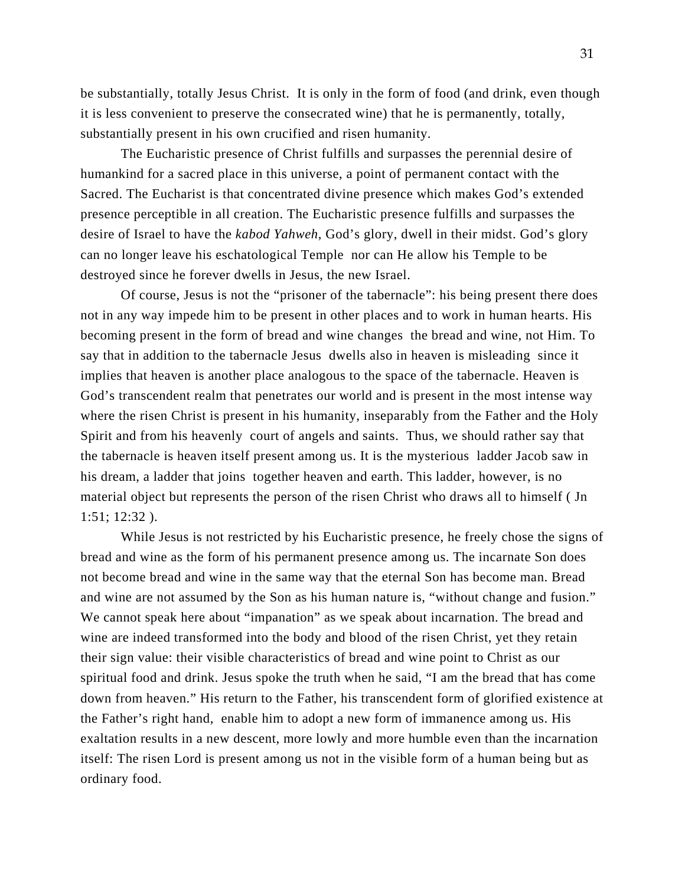be substantially, totally Jesus Christ. It is only in the form of food (and drink, even though it is less convenient to preserve the consecrated wine) that he is permanently, totally, substantially present in his own crucified and risen humanity.

The Eucharistic presence of Christ fulfills and surpasses the perennial desire of humankind for a sacred place in this universe, a point of permanent contact with the Sacred. The Eucharist is that concentrated divine presence which makes God's extended presence perceptible in all creation. The Eucharistic presence fulfills and surpasses the desire of Israel to have the *kabod Yahweh*, God's glory, dwell in their midst. God's glory can no longer leave his eschatological Temple nor can He allow his Temple to be destroyed since he forever dwells in Jesus, the new Israel.

Of course, Jesus is not the "prisoner of the tabernacle": his being present there does not in any way impede him to be present in other places and to work in human hearts. His becoming present in the form of bread and wine changes the bread and wine, not Him. To say that in addition to the tabernacle Jesus dwells also in heaven is misleading since it implies that heaven is another place analogous to the space of the tabernacle. Heaven is God's transcendent realm that penetrates our world and is present in the most intense way where the risen Christ is present in his humanity, inseparably from the Father and the Holy Spirit and from his heavenly court of angels and saints. Thus, we should rather say that the tabernacle is heaven itself present among us. It is the mysterious ladder Jacob saw in his dream, a ladder that joins together heaven and earth. This ladder, however, is no material object but represents the person of the risen Christ who draws all to himself ( Jn 1:51; 12:32 ).

While Jesus is not restricted by his Eucharistic presence, he freely chose the signs of bread and wine as the form of his permanent presence among us. The incarnate Son does not become bread and wine in the same way that the eternal Son has become man. Bread and wine are not assumed by the Son as his human nature is, "without change and fusion." We cannot speak here about "impanation" as we speak about incarnation. The bread and wine are indeed transformed into the body and blood of the risen Christ, yet they retain their sign value: their visible characteristics of bread and wine point to Christ as our spiritual food and drink. Jesus spoke the truth when he said, "I am the bread that has come down from heaven." His return to the Father, his transcendent form of glorified existence at the Father's right hand, enable him to adopt a new form of immanence among us. His exaltation results in a new descent, more lowly and more humble even than the incarnation itself: The risen Lord is present among us not in the visible form of a human being but as ordinary food.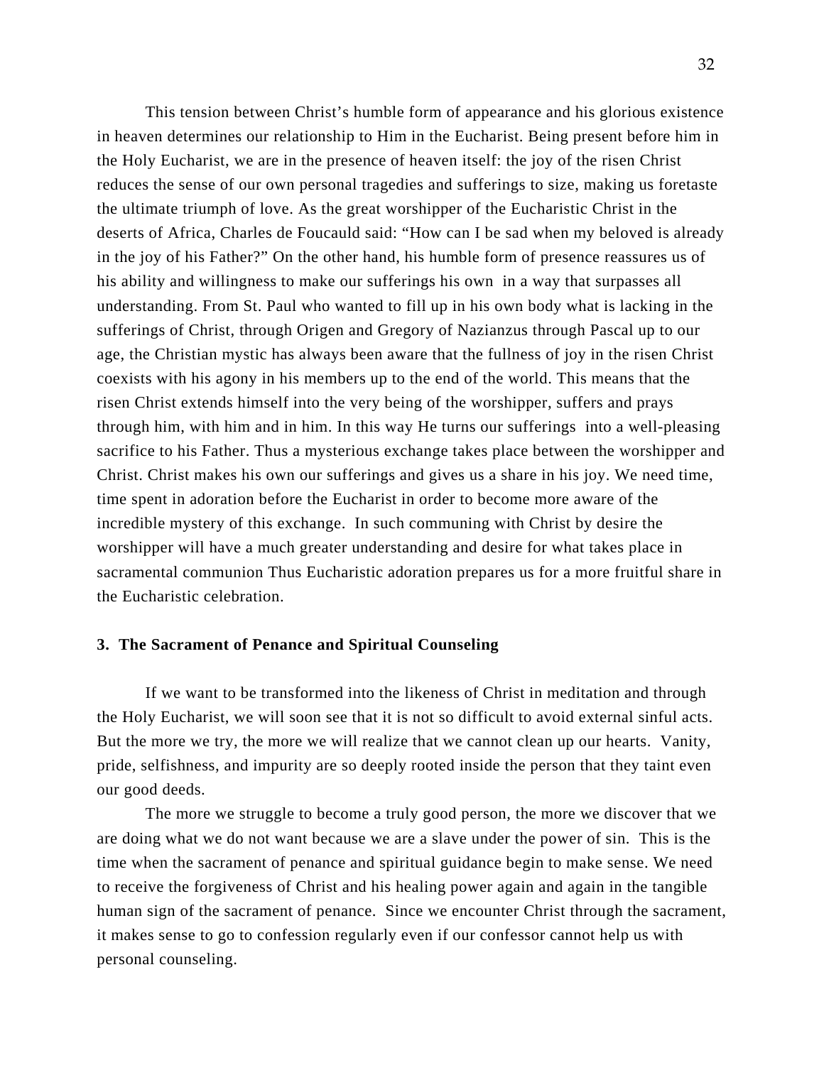This tension between Christ's humble form of appearance and his glorious existence in heaven determines our relationship to Him in the Eucharist. Being present before him in the Holy Eucharist, we are in the presence of heaven itself: the joy of the risen Christ reduces the sense of our own personal tragedies and sufferings to size, making us foretaste the ultimate triumph of love. As the great worshipper of the Eucharistic Christ in the deserts of Africa, Charles de Foucauld said: "How can I be sad when my beloved is already in the joy of his Father?" On the other hand, his humble form of presence reassures us of his ability and willingness to make our sufferings his own in a way that surpasses all understanding. From St. Paul who wanted to fill up in his own body what is lacking in the sufferings of Christ, through Origen and Gregory of Nazianzus through Pascal up to our age, the Christian mystic has always been aware that the fullness of joy in the risen Christ coexists with his agony in his members up to the end of the world. This means that the risen Christ extends himself into the very being of the worshipper, suffers and prays through him, with him and in him. In this way He turns our sufferings into a well-pleasing sacrifice to his Father. Thus a mysterious exchange takes place between the worshipper and Christ. Christ makes his own our sufferings and gives us a share in his joy. We need time, time spent in adoration before the Eucharist in order to become more aware of the incredible mystery of this exchange. In such communing with Christ by desire the worshipper will have a much greater understanding and desire for what takes place in sacramental communion Thus Eucharistic adoration prepares us for a more fruitful share in the Eucharistic celebration.

### 3. The Sacrament of Penance and Spiritual Counseling

If we want to be transformed into the likeness of Christ in meditation and through the Holy Eucharist, we will soon see that it is not so difficult to avoid external sinful acts. But the more we try, the more we will realize that we cannot clean up our hearts. Vanity, pride, selfishness, and impurity are so deeply rooted inside the person that they taint even our good deeds.

The more we struggle to become a truly good person, the more we discover that we are doing what we do not want because we are a slave under the power of sin. This is the time when the sacrament of penance and spiritual guidance begin to make sense. We need to receive the forgiveness of Christ and his healing power again and again in the tangible human sign of the sacrament of penance. Since we encounter Christ through the sacrament, it makes sense to go to confession regularly even if our confessor cannot help us with personal counseling.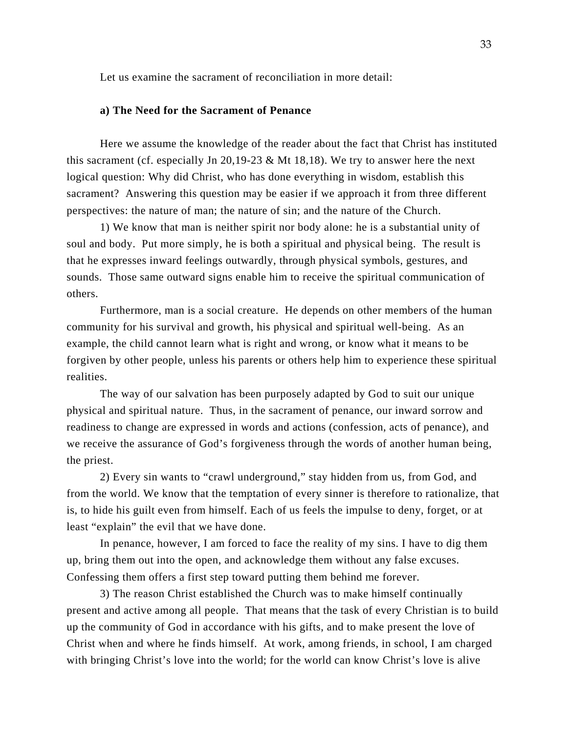Let us examine the sacrament of reconciliation in more detail:

**a) The Need for the Sacrament of Penance**

Here we assume the knowledge of the reader about the fact that Christ has instituted this sacrament (cf. especially Jn 20,19-23 & Mt 18,18). We try to answer here the next logical question: Why did Christ, who has done everything in wisdom, establish this sacrament? Answering this question may be easier if we approach it from three different perspectives: the nature of man; the nature of sin; and the nature of the Church.

1) We know that man is neither spirit nor body alone: he is a substantial unity of soul and body. Put more simply, he is both a spiritual and physical being. The result is that he expresses inward feelings outwardly, through physical symbols, gestures, and sounds. Those same outward signs enable him to receive the spiritual communication of others.

Furthermore, man is a social creature. He depends on other members of the human community for his survival and growth, his physical and spiritual well-being. As an example, the child cannot learn what is right and wrong, or know what it means to be forgiven by other people, unless his parents or others help him to experience these spiritual realities.

The way of our salvation has been purposely adapted by God to suit our unique physical and spiritual nature. Thus, in the sacrament of penance, our inward sorrow and readiness to change are expressed in words and actions (confession, acts of penance), and we receive the assurance of God's forgiveness through the words of another human being, the priest.

2) Every sin wants to "crawl underground," stay hidden from us, from God, and from the world. We know that the temptation of every sinner is therefore to rationalize, that is, to hide his guilt even from himself. Each of us feels the impulse to deny, forget, or at least "explain" the evil that we have done.

In penance, however, I am forced to face the reality of my sins. I have to dig them up, bring them out into the open, and acknowledge them without any false excuses. Confessing them offers a first step toward putting them behind me forever.

3) The reason Christ established the Church was to make himself continually present and active among all people. That means that the task of every Christian is to build up the community of God in accordance with his gifts, and to make present the love of Christ when and where he finds himself. At work, among friends, in school, I am charged with bringing Christ's love into the world; for the world can know Christ's love is alive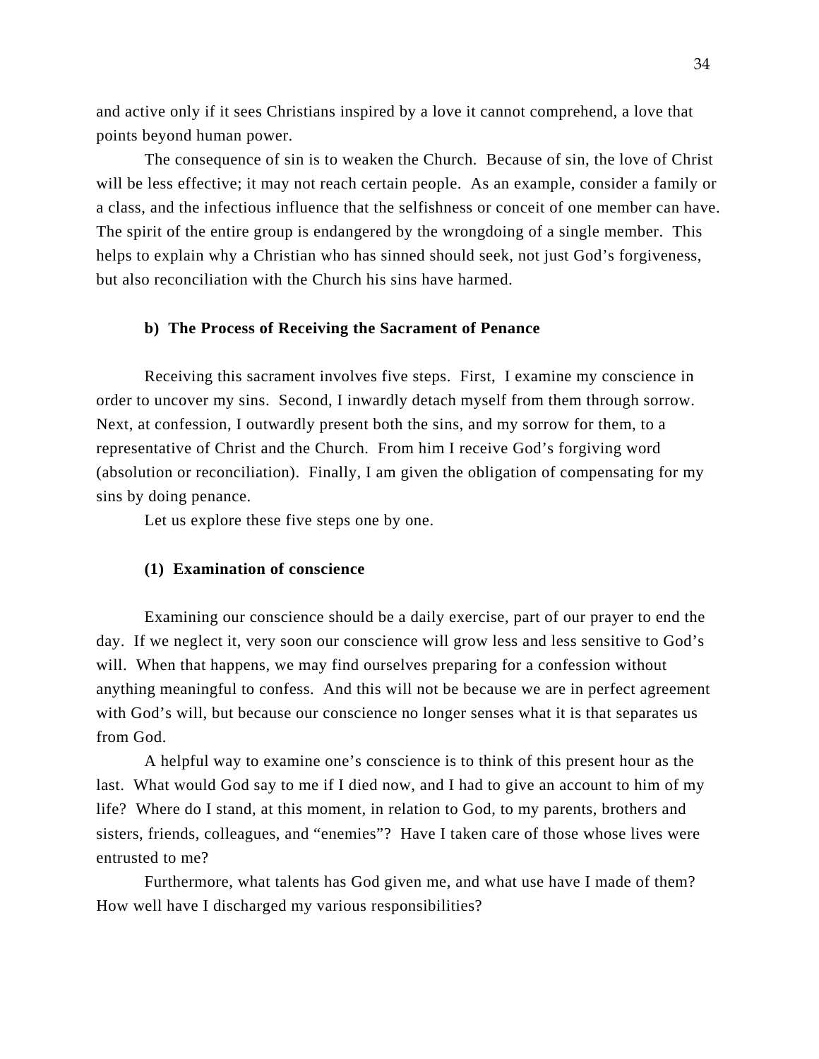and active only if it sees Christians inspired by a love it cannot comprehend, a love that points beyond human power.

The consequence of sin is to weaken the Church. Because of sin, the love of Christ will be less effective; it may not reach certain people. As an example, consider a family or a class, and the infectious influence that the selfishness or conceit of one member can have. The spirit of the entire group is endangered by the wrongdoing of a single member. This helps to explain why a Christian who has sinned should seek, not just God's forgiveness, but also reconciliation with the Church his sins have harmed.

#### b) The Process of Receiving the Sacrament of Penance

Receiving this sacrament involves five steps. First, I examine my conscience in order to uncover my sins. Second, I inwardly detach myself from them through sorrow. Next, at confession, I outwardly present both the sins, and my sorrow for them, to a representative of Christ and the Church. From him I receive God's forgiving word (absolution or reconciliation). Finally, I am given the obligation of compensating for my sins by doing penance.

Let us explore these five steps one by one.

##### (1) Examination of conscience

Examining our conscience should be a daily exercise, part of our prayer to end the day. If we neglect it, very soon our conscience will grow less and less sensitive to God's will. When that happens, we may find ourselves preparing for a confession without anything meaningful to confess. And this will not be because we are in perfect agreement with God's will, but because our conscience no longer senses what it is that separates us from God.

A helpful way to examine one's conscience is to think of this present hour as the last. What would God say to me if I died now, and I had to give an account to him of my life? Where do I stand, at this moment, in relation to God, to my parents, brothers and sisters, friends, colleagues, and "enemies"? Have I taken care of those whose lives were entrusted to me?

Furthermore, what talents has God given me, and what use have I made of them? How well have I discharged my various responsibilities?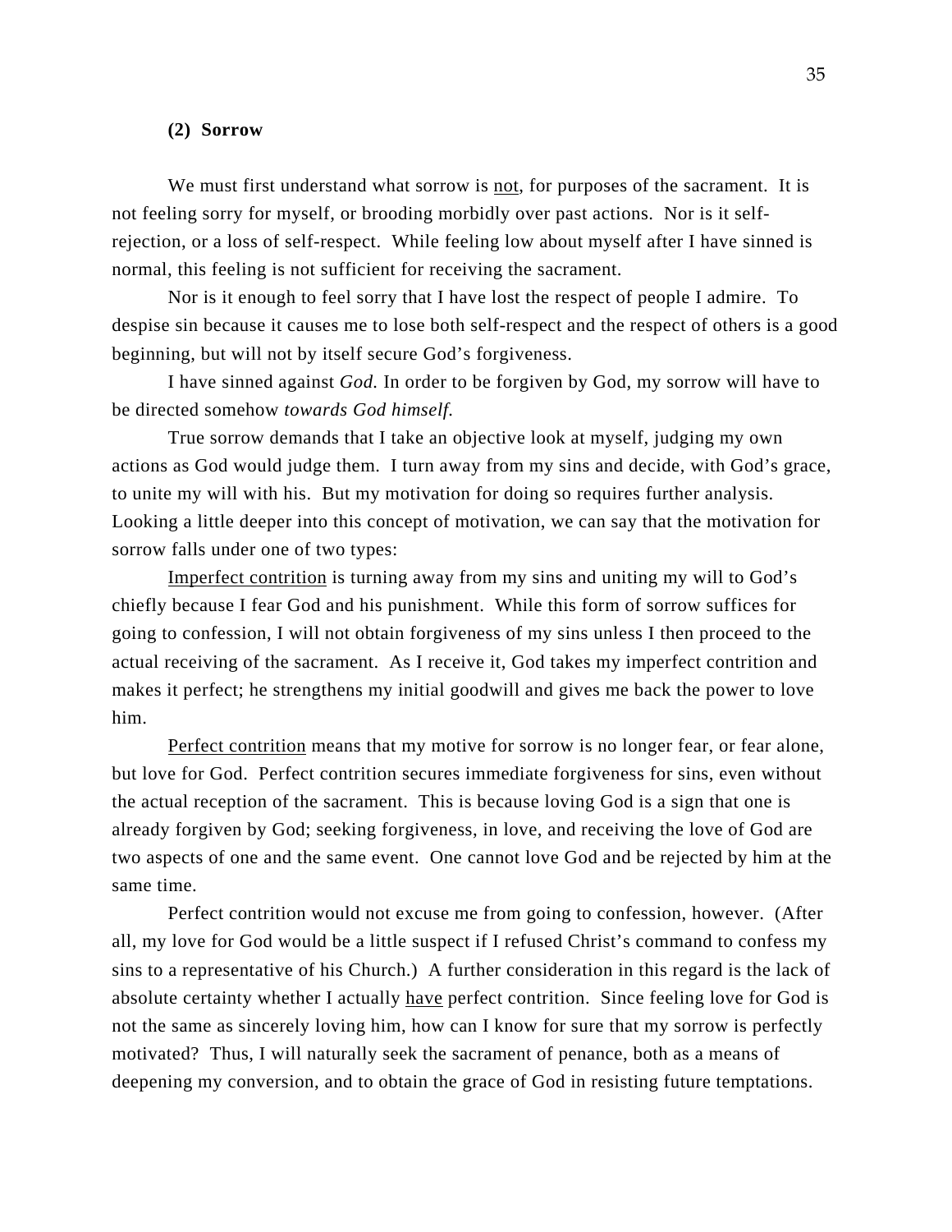**(2) Sorrow**

We must first understand what sorrow is not, for purposes of the sacrament. It is not feeling sorry for myself, or brooding morbidly over past actions. Nor is it self-rejection, or a loss of self-respect. While feeling low about myself after I have sinned is normal, this feeling is not sufficient for receiving the sacrament.

Nor is it enough to feel sorry that I have lost the respect of people I admire. To despise sin because it causes me to lose both self-respect and the respect of others is a good beginning, but will not by itself secure God's forgiveness.

I have sinned against *God.* In order to be forgiven by God, my sorrow will have to be directed somehow *towards God himself.*

True sorrow demands that I take an objective look at myself, judging my own actions as God would judge them. I turn away from my sins and decide, with God's grace, to unite my will with his. But my motivation for doing so requires further analysis. Looking a little deeper into this concept of motivation, we can say that the motivation for sorrow falls under one of two types:

Imperfect contrition is turning away from my sins and uniting my will to God's chiefly because I fear God and his punishment. While this form of sorrow suffices for going to confession, I will not obtain forgiveness of my sins unless I then proceed to the actual receiving of the sacrament. As I receive it, God takes my imperfect contrition and makes it perfect; he strengthens my initial goodwill and gives me back the power to love him.

Perfect contrition means that my motive for sorrow is no longer fear, or fear alone, but love for God. Perfect contrition secures immediate forgiveness for sins, even without the actual reception of the sacrament. This is because loving God is a sign that one is already forgiven by God; seeking forgiveness, in love, and receiving the love of God are two aspects of one and the same event. One cannot love God and be rejected by him at the same time.

Perfect contrition would not excuse me from going to confession, however. (After all, my love for God would be a little suspect if I refused Christ's command to confess my sins to a representative of his Church.) A further consideration in this regard is the lack of absolute certainty whether I actually have perfect contrition. Since feeling love for God is not the same as sincerely loving him, how can I know for sure that my sorrow is perfectly motivated? Thus, I will naturally seek the sacrament of penance, both as a means of deepening my conversion, and to obtain the grace of God in resisting future temptations.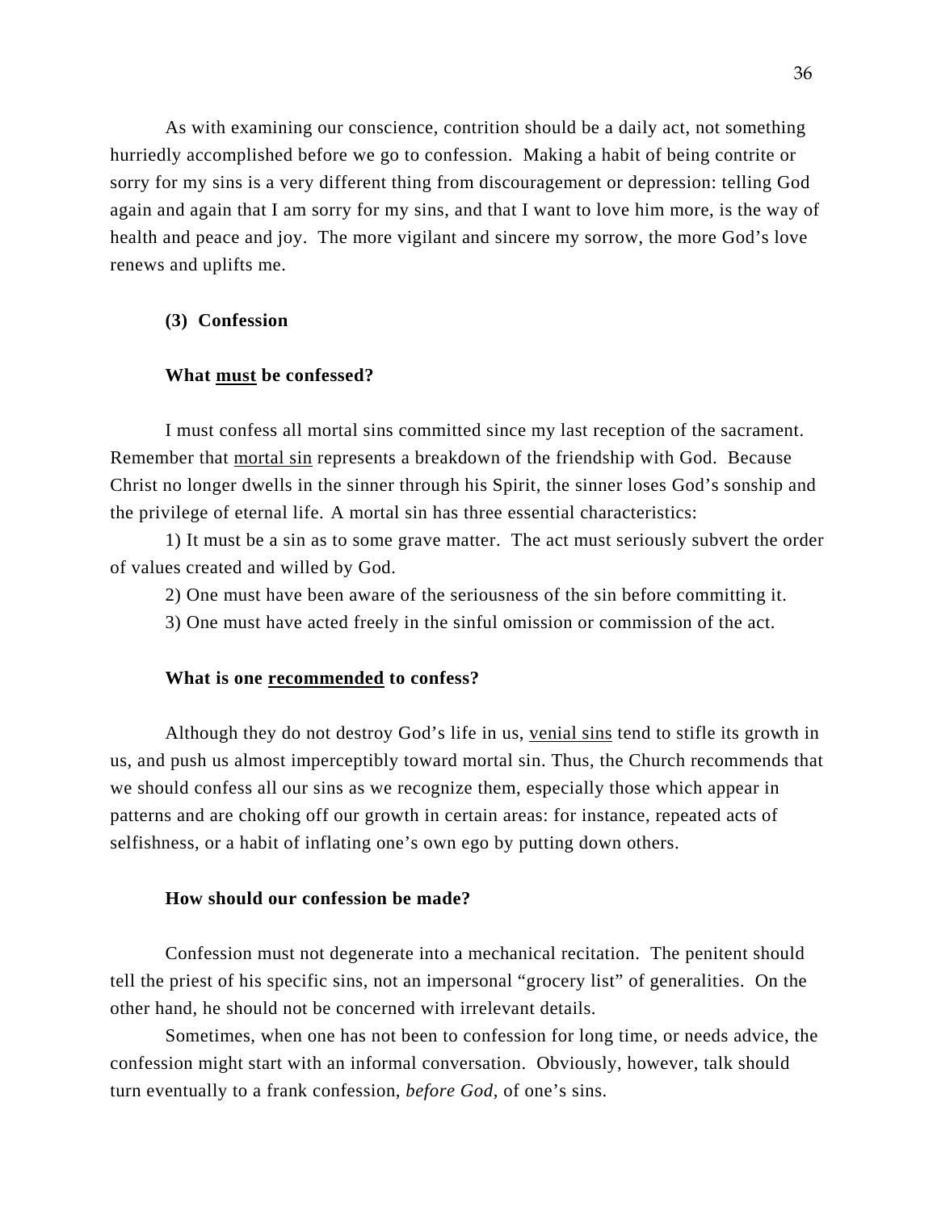As with examining our conscience, contrition should be a daily act, not something hurriedly accomplished before we go to confession. Making a habit of being contrite or sorry for my sins is a very different thing from discouragement or depression: telling God again and again that I am sorry for my sins, and that I want to love him more, is the way of health and peace and joy. The more vigilant and sincere my sorrow, the more God's love renews and uplifts me.

### (3) Confession

#### What <u>must</u> be confessed?

I must confess all mortal sins committed since my last reception of the sacrament. Remember that <u>mortal sin</u> represents a breakdown of the friendship with God. Because Christ no longer dwells in the sinner through his Spirit, the sinner loses God's sonship and the privilege of eternal life. A mortal sin has three essential characteristics:

1) It must be a sin as to some grave matter. The act must seriously subvert the order of values created and willed by God.

2) One must have been aware of the seriousness of the sin before committing it.

3) One must have acted freely in the sinful omission or commission of the act.

#### What is one <u>recommended</u> to confess?

Although they do not destroy God's life in us, <u>venial sins</u> tend to stifle its growth in us, and push us almost imperceptibly toward mortal sin. Thus, the Church recommends that we should confess all our sins as we recognize them, especially those which appear in patterns and are choking off our growth in certain areas: for instance, repeated acts of selfishness, or a habit of inflating one's own ego by putting down others.

#### How should our confession be made?

Confession must not degenerate into a mechanical recitation. The penitent should tell the priest of his specific sins, not an impersonal "grocery list" of generalities. On the other hand, he should not be concerned with irrelevant details.

Sometimes, when one has not been to confession for long time, or needs advice, the confession might start with an informal conversation. Obviously, however, talk should turn eventually to a frank confession, *before God*, of one's sins.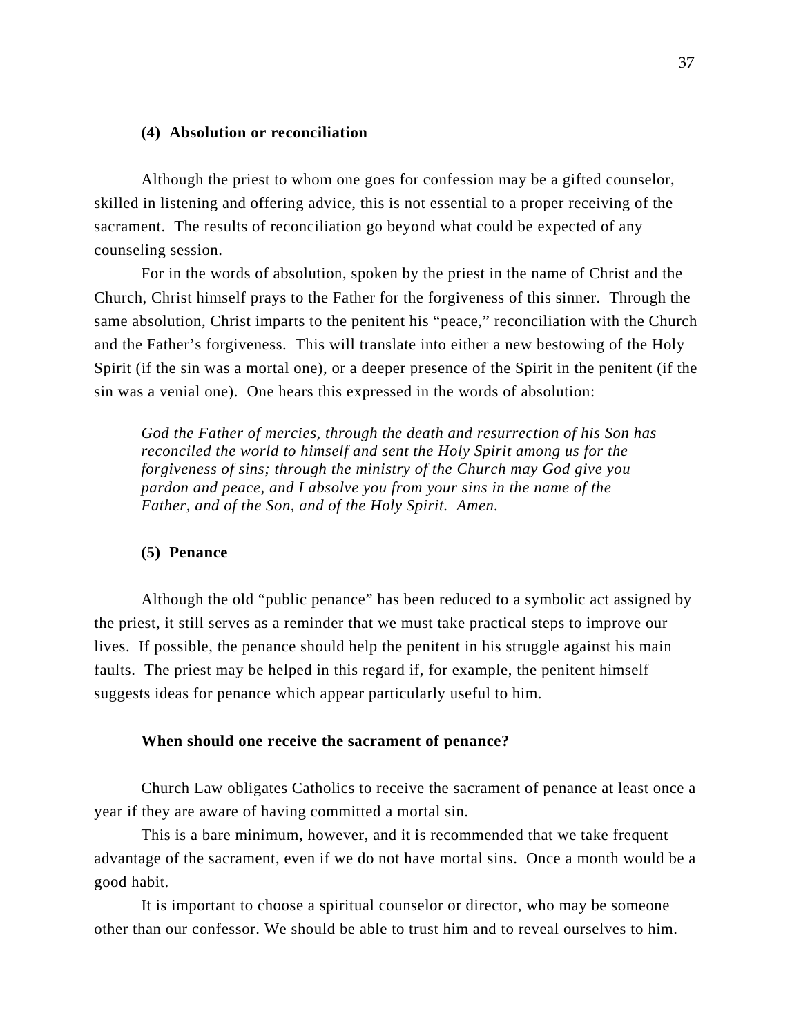**(4) Absolution or reconciliation**

Although the priest to whom one goes for confession may be a gifted counselor, skilled in listening and offering advice, this is not essential to a proper receiving of the sacrament. The results of reconciliation go beyond what could be expected of any counseling session.

For in the words of absolution, spoken by the priest in the name of Christ and the Church, Christ himself prays to the Father for the forgiveness of this sinner. Through the same absolution, Christ imparts to the penitent his "peace," reconciliation with the Church and the Father's forgiveness. This will translate into either a new bestowing of the Holy Spirit (if the sin was a mortal one), or a deeper presence of the Spirit in the penitent (if the sin was a venial one). One hears this expressed in the words of absolution:

> *God the Father of mercies, through the death and resurrection of his Son has reconciled the world to himself and sent the Holy Spirit among us for the forgiveness of sins; through the ministry of the Church may God give you pardon and peace, and I absolve you from your sins in the name of the Father, and of the Son, and of the Holy Spirit. Amen.*

**(5) Penance**

Although the old "public penance" has been reduced to a symbolic act assigned by the priest, it still serves as a reminder that we must take practical steps to improve our lives. If possible, the penance should help the penitent in his struggle against his main faults. The priest may be helped in this regard if, for example, the penitent himself suggests ideas for penance which appear particularly useful to him.

**When should one receive the sacrament of penance?**

Church Law obligates Catholics to receive the sacrament of penance at least once a year if they are aware of having committed a mortal sin.

This is a bare minimum, however, and it is recommended that we take frequent advantage of the sacrament, even if we do not have mortal sins. Once a month would be a good habit.

It is important to choose a spiritual counselor or director, who may be someone other than our confessor. We should be able to trust him and to reveal ourselves to him.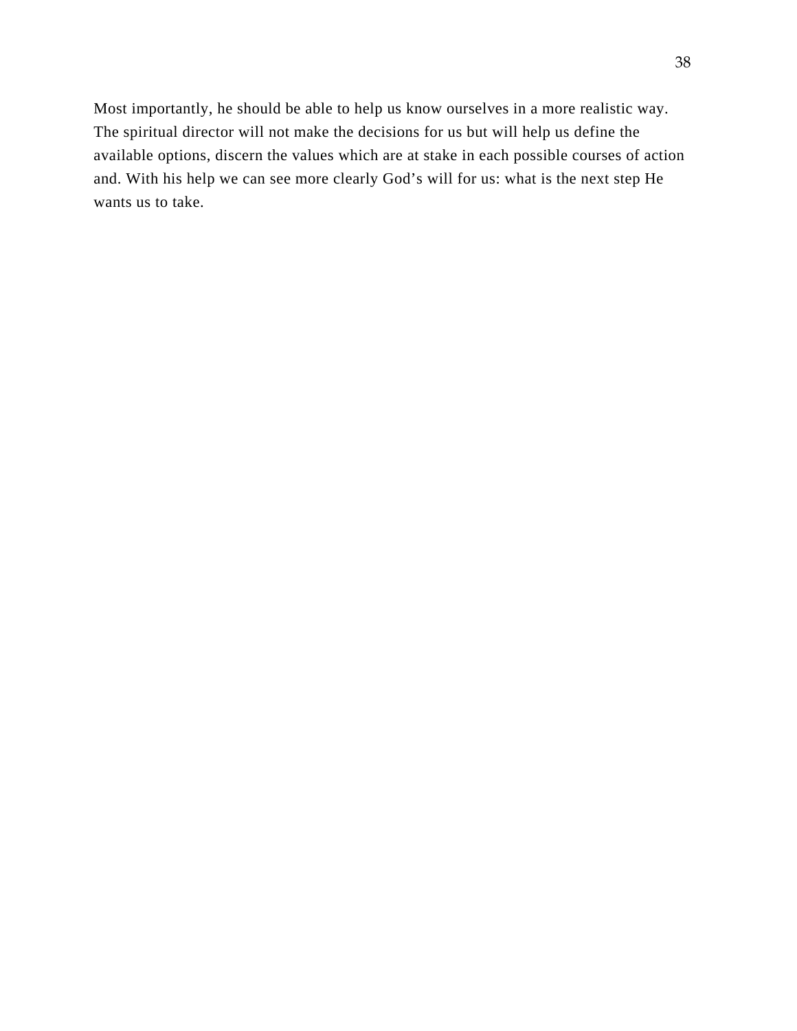Most importantly, he should be able to help us know ourselves in a more realistic way. The spiritual director will not make the decisions for us but will help us define the available options, discern the values which are at stake in each possible courses of action and. With his help we can see more clearly God's will for us: what is the next step He wants us to take.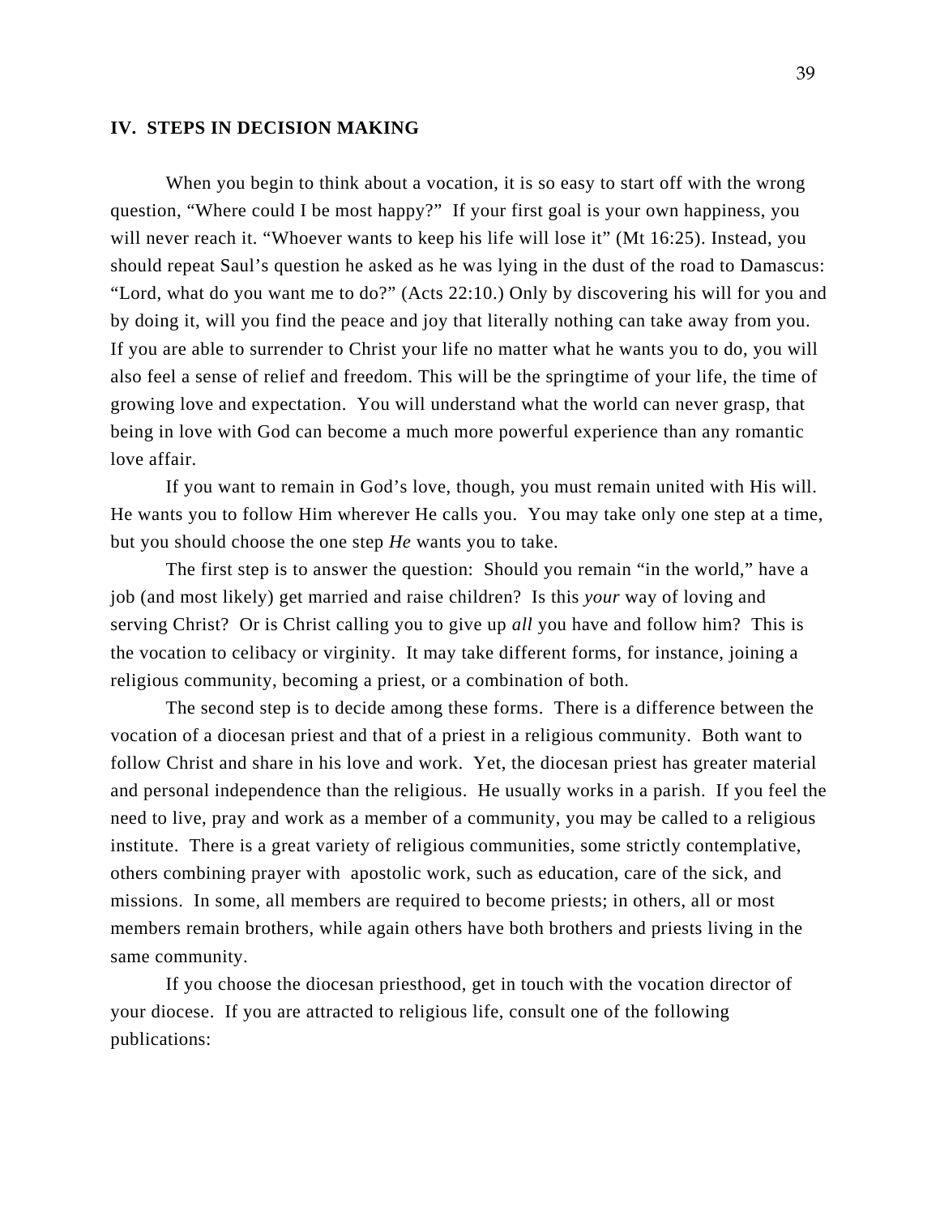## IV. STEPS IN DECISION MAKING

When you begin to think about a vocation, it is so easy to start off with the wrong question, "Where could I be most happy?" If your first goal is your own happiness, you will never reach it. "Whoever wants to keep his life will lose it" (Mt 16:25). Instead, you should repeat Saul's question he asked as he was lying in the dust of the road to Damascus: "Lord, what do you want me to do?" (Acts 22:10.) Only by discovering his will for you and by doing it, will you find the peace and joy that literally nothing can take away from you. If you are able to surrender to Christ your life no matter what he wants you to do, you will also feel a sense of relief and freedom. This will be the springtime of your life, the time of growing love and expectation. You will understand what the world can never grasp, that being in love with God can become a much more powerful experience than any romantic love affair.

If you want to remain in God's love, though, you must remain united with His will. He wants you to follow Him wherever He calls you. You may take only one step at a time, but you should choose the one step *He* wants you to take.

The first step is to answer the question: Should you remain "in the world," have a job (and most likely) get married and raise children? Is this *your* way of loving and serving Christ? Or is Christ calling you to give up *all* you have and follow him? This is the vocation to celibacy or virginity. It may take different forms, for instance, joining a religious community, becoming a priest, or a combination of both.

The second step is to decide among these forms. There is a difference between the vocation of a diocesan priest and that of a priest in a religious community. Both want to follow Christ and share in his love and work. Yet, the diocesan priest has greater material and personal independence than the religious. He usually works in a parish. If you feel the need to live, pray and work as a member of a community, you may be called to a religious institute. There is a great variety of religious communities, some strictly contemplative, others combining prayer with apostolic work, such as education, care of the sick, and missions. In some, all members are required to become priests; in others, all or most members remain brothers, while again others have both brothers and priests living in the same community.

If you choose the diocesan priesthood, get in touch with the vocation director of your diocese. If you are attracted to religious life, consult one of the following publications: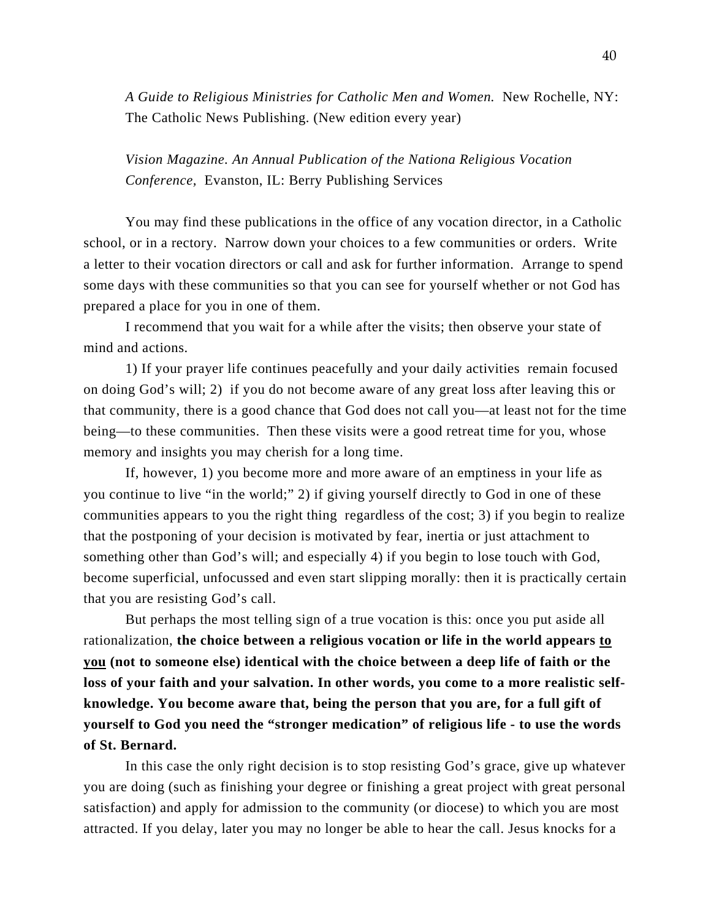*A Guide to Religious Ministries for Catholic Men and Women.* New Rochelle, NY: The Catholic News Publishing. (New edition every year)

*Vision Magazine. An Annual Publication of the Nationa Religious Vocation Conference,* Evanston, IL: Berry Publishing Services

You may find these publications in the office of any vocation director, in a Catholic school, or in a rectory. Narrow down your choices to a few communities or orders. Write a letter to their vocation directors or call and ask for further information. Arrange to spend some days with these communities so that you can see for yourself whether or not God has prepared a place for you in one of them.

I recommend that you wait for a while after the visits; then observe your state of mind and actions.

1) If your prayer life continues peacefully and your daily activities remain focused on doing God's will; 2) if you do not become aware of any great loss after leaving this or that community, there is a good chance that God does not call you—at least not for the time being—to these communities. Then these visits were a good retreat time for you, whose memory and insights you may cherish for a long time.

If, however, 1) you become more and more aware of an emptiness in your life as you continue to live "in the world;" 2) if giving yourself directly to God in one of these communities appears to you the right thing regardless of the cost; 3) if you begin to realize that the postponing of your decision is motivated by fear, inertia or just attachment to something other than God's will; and especially 4) if you begin to lose touch with God, become superficial, unfocussed and even start slipping morally: then it is practically certain that you are resisting God's call.

But perhaps the most telling sign of a true vocation is this: once you put aside all rationalization, **the choice between a religious vocation or life in the world appears <u>to you</u> (not to someone else) identical with the choice between a deep life of faith or the loss of your faith and your salvation. In other words, you come to a more realistic self-knowledge. You become aware that, being the person that you are, for a full gift of yourself to God you need the "stronger medication" of religious life - to use the words of St. Bernard.**

In this case the only right decision is to stop resisting God's grace, give up whatever you are doing (such as finishing your degree or finishing a great project with great personal satisfaction) and apply for admission to the community (or diocese) to which you are most attracted. If you delay, later you may no longer be able to hear the call. Jesus knocks for a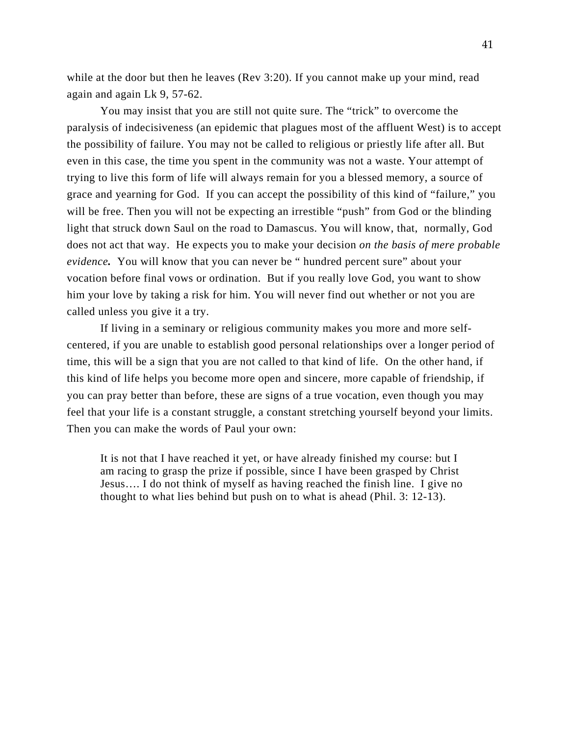while at the door but then he leaves (Rev 3:20). If you cannot make up your mind, read again and again Lk 9, 57-62.

You may insist that you are still not quite sure. The “trick” to overcome the paralysis of indecisiveness (an epidemic that plagues most of the affluent West) is to accept the possibility of failure. You may not be called to religious or priestly life after all. But even in this case, the time you spent in the community was not a waste. Your attempt of trying to live this form of life will always remain for you a blessed memory, a source of grace and yearning for God. If you can accept the possibility of this kind of “failure,” you will be free. Then you will not be expecting an irrestible “push” from God or the blinding light that struck down Saul on the road to Damascus. You will know, that, normally, God does not act that way. He expects you to make your decision *on the basis of mere probable evidence.* You will know that you can never be “ hundred percent sure” about your vocation before final vows or ordination. But if you really love God, you want to show him your love by taking a risk for him. You will never find out whether or not you are called unless you give it a try.

If living in a seminary or religious community makes you more and more self-centered, if you are unable to establish good personal relationships over a longer period of time, this will be a sign that you are not called to that kind of life. On the other hand, if this kind of life helps you become more open and sincere, more capable of friendship, if you can pray better than before, these are signs of a true vocation, even though you may feel that your life is a constant struggle, a constant stretching yourself beyond your limits. Then you can make the words of Paul your own:

> It is not that I have reached it yet, or have already finished my course: but I am racing to grasp the prize if possible, since I have been grasped by Christ Jesus…. I do not think of myself as having reached the finish line. I give no thought to what lies behind but push on to what is ahead (Phil. 3: 12-13).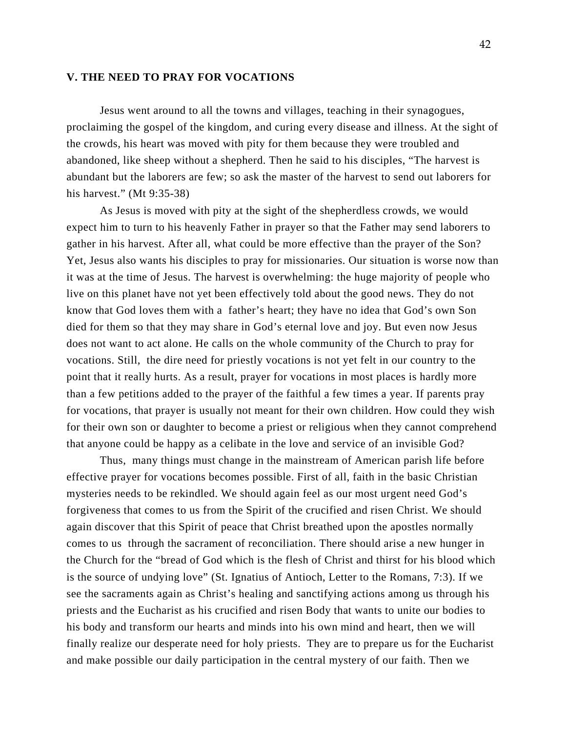## V. THE NEED TO PRAY FOR VOCATIONS

Jesus went around to all the towns and villages, teaching in their synagogues, proclaiming the gospel of the kingdom, and curing every disease and illness. At the sight of the crowds, his heart was moved with pity for them because they were troubled and abandoned, like sheep without a shepherd. Then he said to his disciples, "The harvest is abundant but the laborers are few; so ask the master of the harvest to send out laborers for his harvest." (Mt 9:35-38)

As Jesus is moved with pity at the sight of the shepherdless crowds, we would expect him to turn to his heavenly Father in prayer so that the Father may send laborers to gather in his harvest. After all, what could be more effective than the prayer of the Son? Yet, Jesus also wants his disciples to pray for missionaries. Our situation is worse now than it was at the time of Jesus. The harvest is overwhelming: the huge majority of people who live on this planet have not yet been effectively told about the good news. They do not know that God loves them with a father's heart; they have no idea that God's own Son died for them so that they may share in God's eternal love and joy. But even now Jesus does not want to act alone. He calls on the whole community of the Church to pray for vocations. Still, the dire need for priestly vocations is not yet felt in our country to the point that it really hurts. As a result, prayer for vocations in most places is hardly more than a few petitions added to the prayer of the faithful a few times a year. If parents pray for vocations, that prayer is usually not meant for their own children. How could they wish for their own son or daughter to become a priest or religious when they cannot comprehend that anyone could be happy as a celibate in the love and service of an invisible God?

Thus, many things must change in the mainstream of American parish life before effective prayer for vocations becomes possible. First of all, faith in the basic Christian mysteries needs to be rekindled. We should again feel as our most urgent need God's forgiveness that comes to us from the Spirit of the crucified and risen Christ. We should again discover that this Spirit of peace that Christ breathed upon the apostles normally comes to us through the sacrament of reconciliation. There should arise a new hunger in the Church for the "bread of God which is the flesh of Christ and thirst for his blood which is the source of undying love" (St. Ignatius of Antioch, Letter to the Romans, 7:3). If we see the sacraments again as Christ's healing and sanctifying actions among us through his priests and the Eucharist as his crucified and risen Body that wants to unite our bodies to his body and transform our hearts and minds into his own mind and heart, then we will finally realize our desperate need for holy priests. They are to prepare us for the Eucharist and make possible our daily participation in the central mystery of our faith. Then we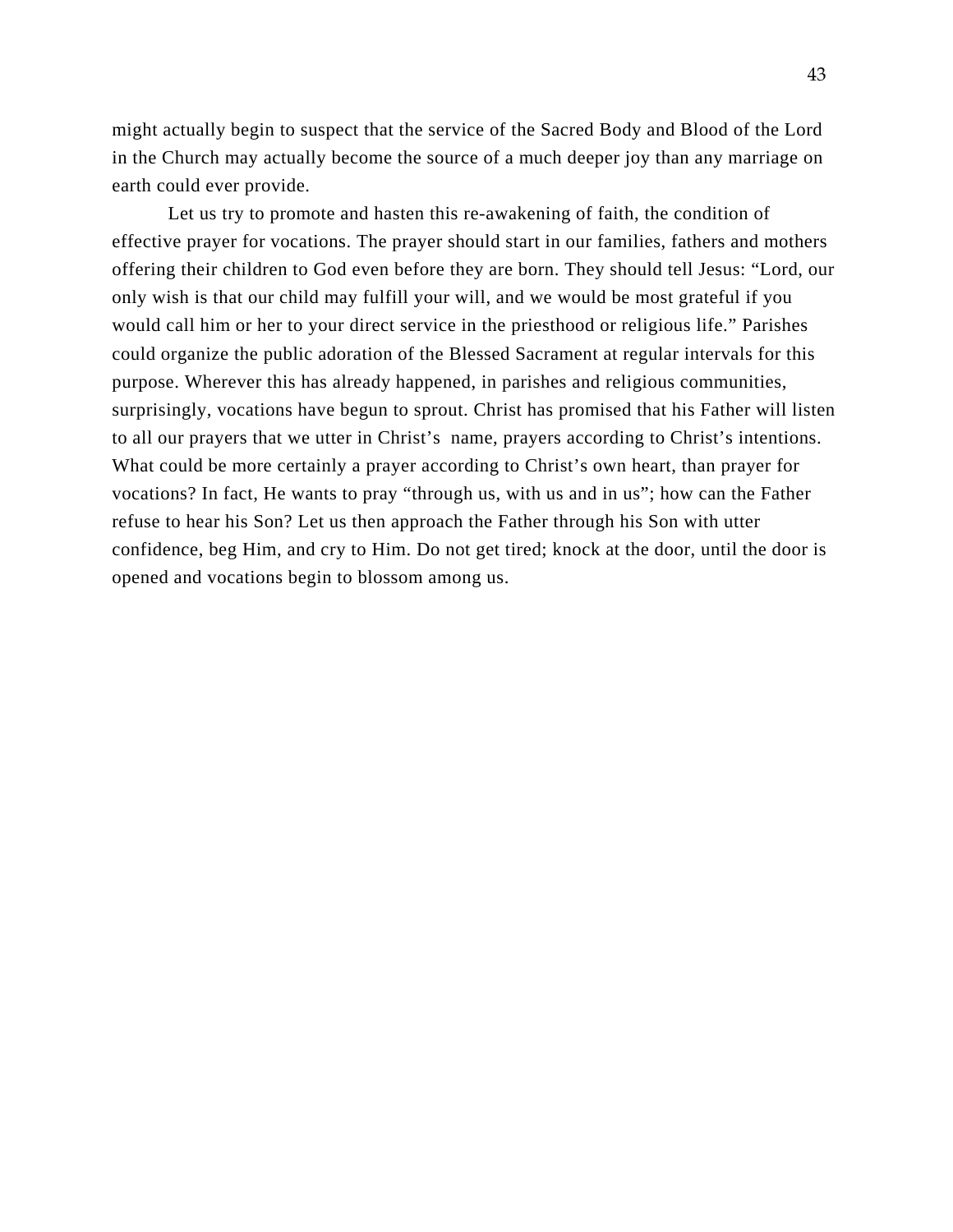might actually begin to suspect that the service of the Sacred Body and Blood of the Lord in the Church may actually become the source of a much deeper joy than any marriage on earth could ever provide.

Let us try to promote and hasten this re-awakening of faith, the condition of effective prayer for vocations. The prayer should start in our families, fathers and mothers offering their children to God even before they are born. They should tell Jesus: “Lord, our only wish is that our child may fulfill your will, and we would be most grateful if you would call him or her to your direct service in the priesthood or religious life.” Parishes could organize the public adoration of the Blessed Sacrament at regular intervals for this purpose. Wherever this has already happened, in parishes and religious communities, surprisingly, vocations have begun to sprout. Christ has promised that his Father will listen to all our prayers that we utter in Christ’s name, prayers according to Christ’s intentions. What could be more certainly a prayer according to Christ’s own heart, than prayer for vocations? In fact, He wants to pray “through us, with us and in us”; how can the Father refuse to hear his Son? Let us then approach the Father through his Son with utter confidence, beg Him, and cry to Him. Do not get tired; knock at the door, until the door is opened and vocations begin to blossom among us.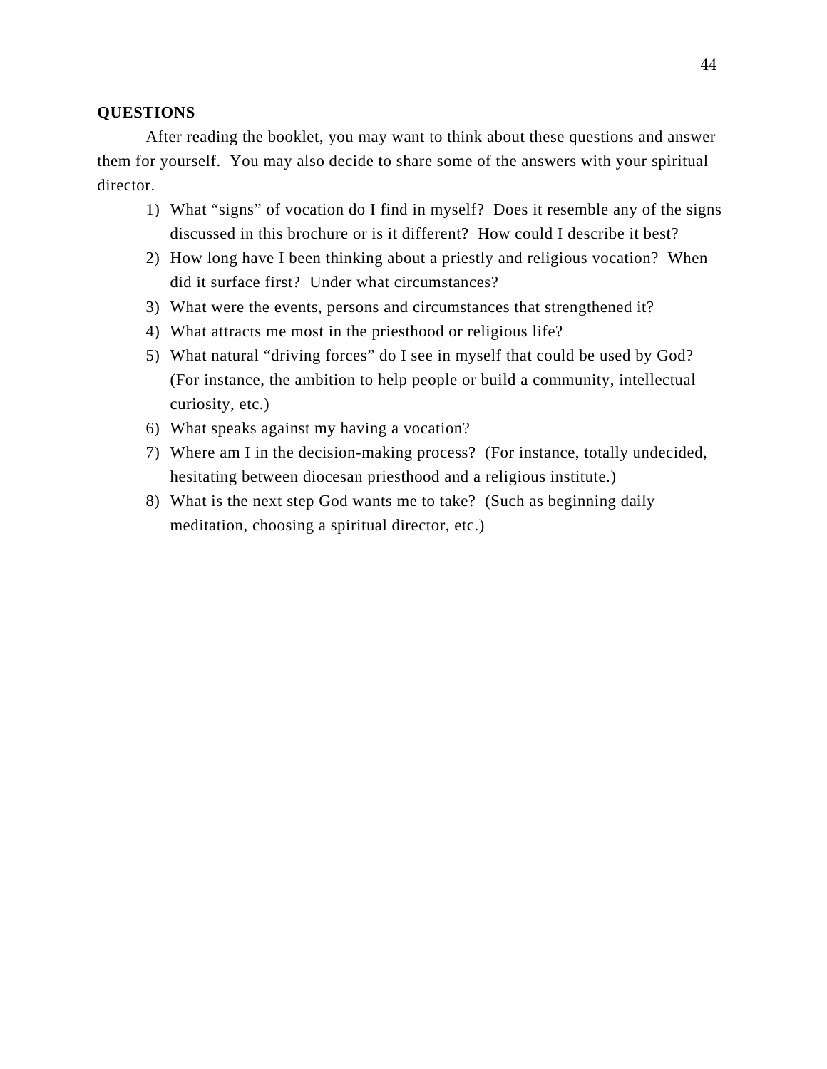**QUESTIONS**

After reading the booklet, you may want to think about these questions and answer them for yourself. You may also decide to share some of the answers with your spiritual director.

1) What "signs" of vocation do I find in myself? Does it resemble any of the signs discussed in this brochure or is it different? How could I describe it best?
2) How long have I been thinking about a priestly and religious vocation? When did it surface first? Under what circumstances?
3) What were the events, persons and circumstances that strengthened it?
4) What attracts me most in the priesthood or religious life?
5) What natural "driving forces" do I see in myself that could be used by God? (For instance, the ambition to help people or build a community, intellectual curiosity, etc.)
6) What speaks against my having a vocation?
7) Where am I in the decision-making process? (For instance, totally undecided, hesitating between diocesan priesthood and a religious institute.)
8) What is the next step God wants me to take? (Such as beginning daily meditation, choosing a spiritual director, etc.)